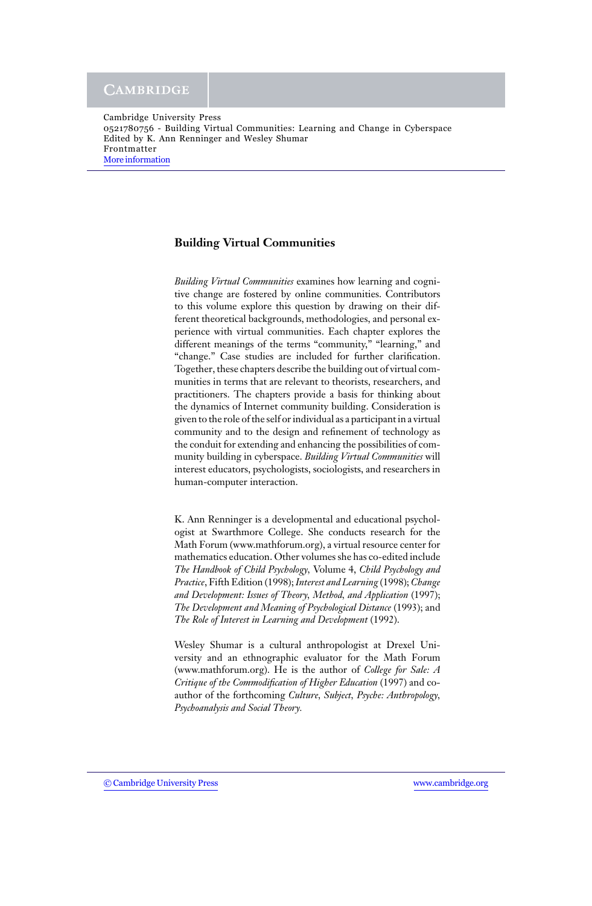Cambridge University Press
0521780756 - Building Virtual Communities: Learning and Change in Cyberspace
Edited by K. Ann Renninger and Wesley Shumar
Frontmatter
More information

## Building Virtual Communities

*Building Virtual Communities* examines how learning and cognitive change are fostered by online communities. Contributors to this volume explore this question by drawing on their different theoretical backgrounds, methodologies, and personal experience with virtual communities. Each chapter explores the different meanings of the terms "community," "learning," and "change." Case studies are included for further clarification. Together, these chapters describe the building out of virtual communities in terms that are relevant to theorists, researchers, and practitioners. The chapters provide a basis for thinking about the dynamics of Internet community building. Consideration is given to the role of the self or individual as a participant in a virtual community and to the design and refinement of technology as the conduit for extending and enhancing the possibilities of community building in cyberspace. *Building Virtual Communities* will interest educators, psychologists, sociologists, and researchers in human-computer interaction.

K. Ann Renninger is a developmental and educational psychologist at Swarthmore College. She conducts research for the Math Forum (www.mathforum.org), a virtual resource center for mathematics education. Other volumes she has co-edited include *The Handbook of Child Psychology*, Volume 4, *Child Psychology and Practice*, Fifth Edition (1998); *Interest and Learning* (1998); *Change and Development: Issues of Theory, Method, and Application* (1997); *The Development and Meaning of Psychological Distance* (1993); and *The Role of Interest in Learning and Development* (1992).

Wesley Shumar is a cultural anthropologist at Drexel University and an ethnographic evaluator for the Math Forum (www.mathforum.org). He is the author of *College for Sale: A Critique of the Commodification of Higher Education* (1997) and co-author of the forthcoming *Culture, Subject, Psyche: Anthropology, Psychoanalysis and Social Theory.*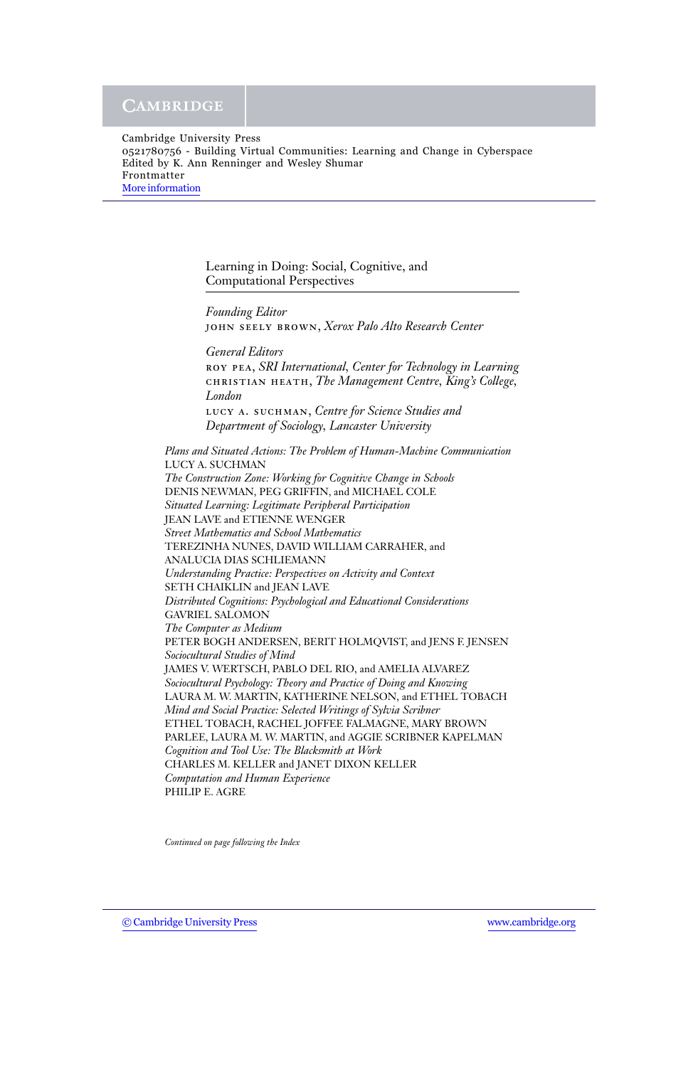Cambridge University Press
0521780756 - Building Virtual Communities: Learning and Change in Cyberspace
Edited by K. Ann Renninger and Wesley Shumar
Frontmatter
More information

## Learning in Doing: Social, Cognitive, and Computational Perspectives

*Founding Editor*
JOHN SEELY BROWN, *Xerox Palo Alto Research Center*

*General Editors*
ROY PEA, *SRI International, Center for Technology in Learning*
CHRISTIAN HEATH, *The Management Centre, King's College, London*
LUCY A. SUCHMAN, *Centre for Science Studies and Department of Sociology, Lancaster University*

*Plans and Situated Actions: The Problem of Human-Machine Communication*
LUCY A. SUCHMAN
*The Construction Zone: Working for Cognitive Change in Schools*
DENIS NEWMAN, PEG GRIFFIN, and MICHAEL COLE
*Situated Learning: Legitimate Peripheral Participation*
JEAN LAVE and ETIENNE WENGER
*Street Mathematics and School Mathematics*
TEREZINHA NUNES, DAVID WILLIAM CARRAHER, and ANALUCIA DIAS SCHLIEMANN
*Understanding Practice: Perspectives on Activity and Context*
SETH CHAIKLIN and JEAN LAVE
*Distributed Cognitions: Psychological and Educational Considerations*
GAVRIEL SALOMON
*The Computer as Medium*
PETER BOGH ANDERSEN, BERIT HOLMQVIST, and JENS F. JENSEN
*Sociocultural Studies of Mind*
JAMES V. WERTSCH, PABLO DEL RIO, and AMELIA ALVAREZ
*Sociocultural Psychology: Theory and Practice of Doing and Knowing*
LAURA M. W. MARTIN, KATHERINE NELSON, and ETHEL TOBACH
*Mind and Social Practice: Selected Writings of Sylvia Scribner*
ETHEL TOBACH, RACHEL JOFFEE FALMAGNE, MARY BROWN PARLEE, LAURA M. W. MARTIN, and AGGIE SCRIBNER KAPELMAN
*Cognition and Tool Use: The Blacksmith at Work*
CHARLES M. KELLER and JANET DIXON KELLER
*Computation and Human Experience*
PHILIP E. AGRE

*Continued on page following the Index*

© Cambridge University Press www.cambridge.org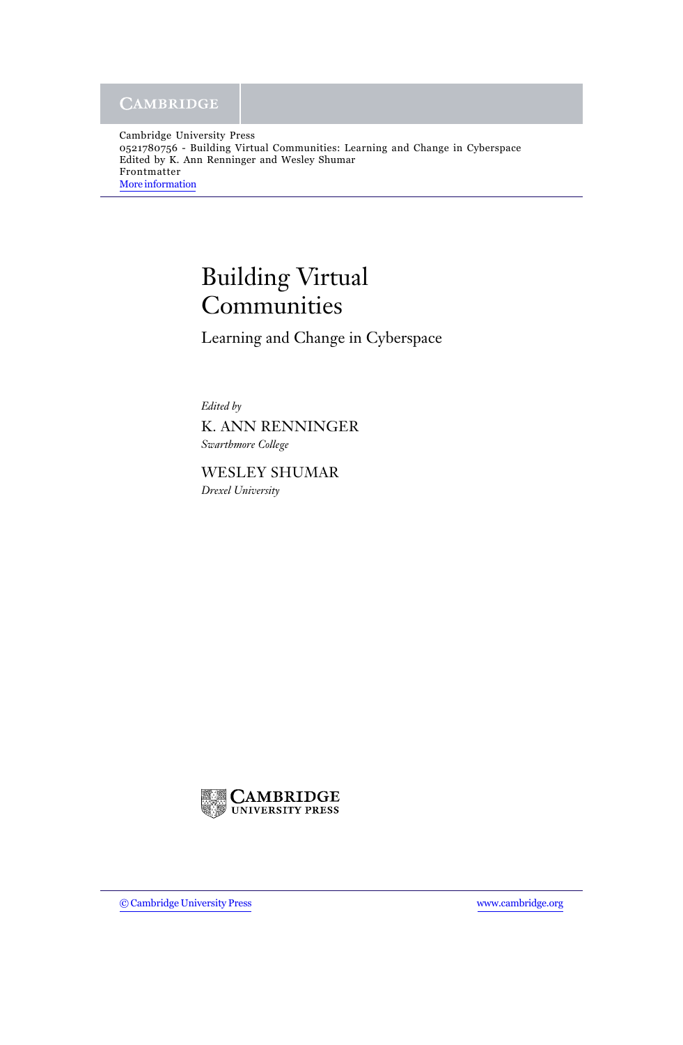# Building Virtual Communities

## Learning and Change in Cyberspace

*Edited by*

K. ANN RENNINGER
*Swarthmore College*

WESLEY SHUMAR
*Drexel University*

CAMBRIDGE
UNIVERSITY PRESS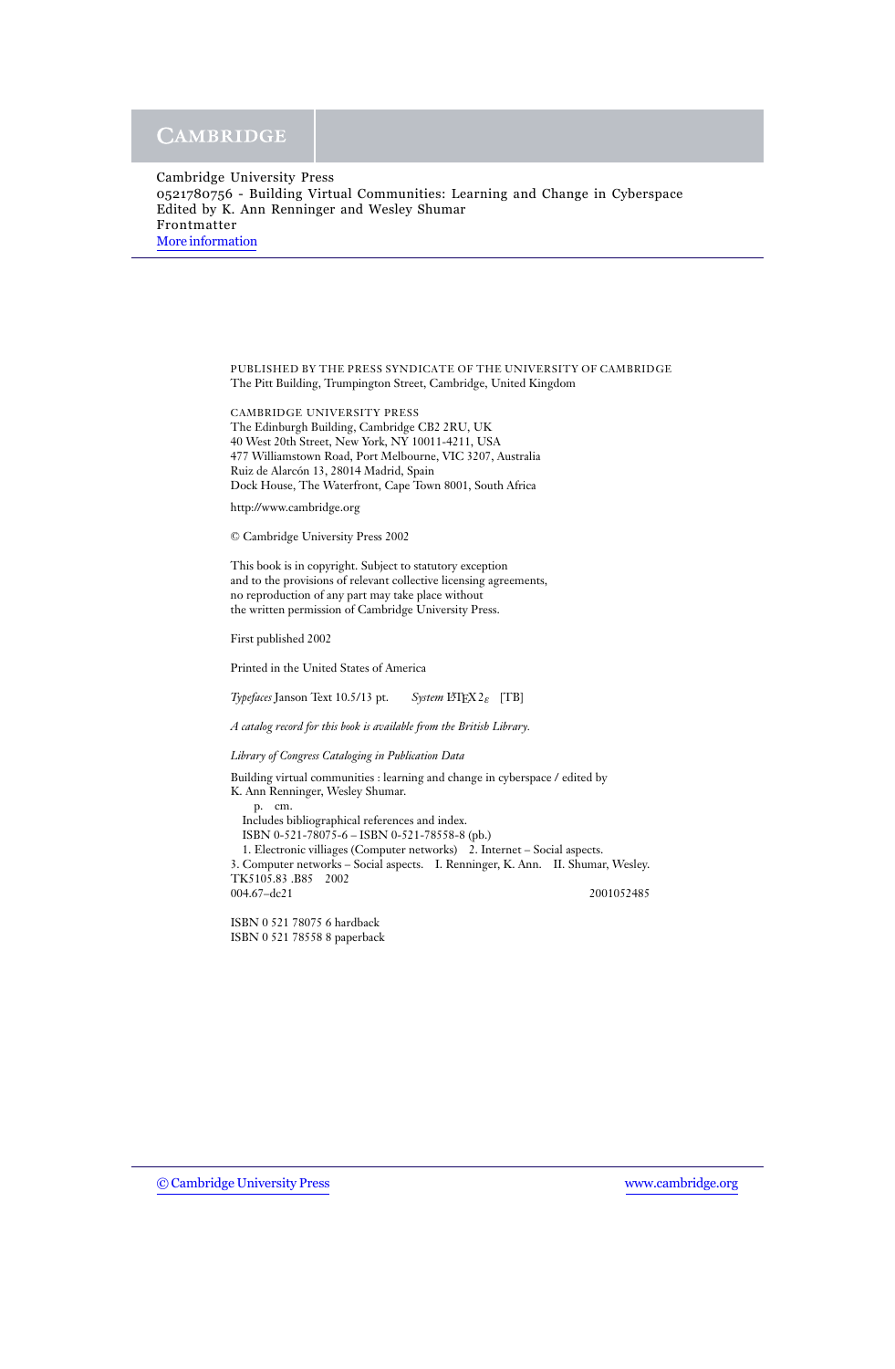PUBLISHED BY THE PRESS SYNDICATE OF THE UNIVERSITY OF CAMBRIDGE
The Pitt Building, Trumpington Street, Cambridge, United Kingdom

CAMBRIDGE UNIVERSITY PRESS
The Edinburgh Building, Cambridge CB2 2RU, UK
40 West 20th Street, New York, NY 10011-4211, USA
477 Williamstown Road, Port Melbourne, VIC 3207, Australia
Ruiz de Alarcón 13, 28014 Madrid, Spain
Dock House, The Waterfront, Cape Town 8001, South Africa

http://www.cambridge.org

© Cambridge University Press 2002

This book is in copyright. Subject to statutory exception
and to the provisions of relevant collective licensing agreements,
no reproduction of any part may take place without
the written permission of Cambridge University Press.

First published 2002

Printed in the United States of America

*Typefaces* Janson Text 10.5/13 pt. *System* LaTeX 2ε [TB]

*A catalog record for this book is available from the British Library.*

*Library of Congress Cataloging in Publication Data*

Building virtual communities : learning and change in cyberspace / edited by
K. Ann Renninger, Wesley Shumar.
p. cm.
Includes bibliographical references and index.
ISBN 0-521-78075-6 – ISBN 0-521-78558-8 (pb.)
1. Electronic villiages (Computer networks) 2. Internet – Social aspects.
3. Computer networks – Social aspects. I. Renninger, K. Ann. II. Shumar, Wesley.
TK5105.83 .B85 2002
004.67–dc21 2001052485

ISBN 0 521 78075 6 hardback
ISBN 0 521 78558 8 paperback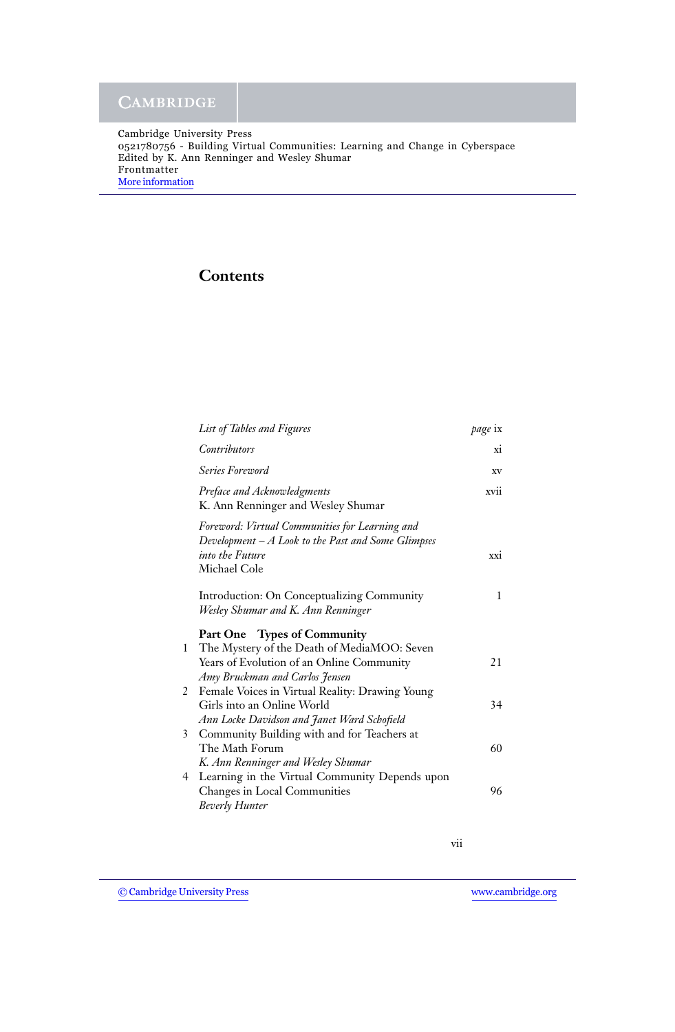# Contents

| | | |
|---|---|---|
| | *List of Tables and Figures* | *page* ix |
| | *Contributors* | xi |
| | *Series Foreword* | xv |
| | *Preface and Acknowledgments*<br>K. Ann Renninger and Wesley Shumar | xvii |
| | *Foreword: Virtual Communities for Learning and Development – A Look to the Past and Some Glimpses into the Future*<br>Michael Cole | xxi |
| | Introduction: On Conceptualizing Community<br>*Wesley Shumar and K. Ann Renninger* | 1 |
| | **Part One Types of Community** | |
| 1 | The Mystery of the Death of MediaMOO: Seven Years of Evolution of an Online Community<br>*Amy Bruckman and Carlos Jensen* | 21 |
| 2 | Female Voices in Virtual Reality: Drawing Young Girls into an Online World<br>*Ann Locke Davidson and Janet Ward Schofield* | 34 |
| 3 | Community Building with and for Teachers at The Math Forum<br>*K. Ann Renninger and Wesley Shumar* | 60 |
| 4 | Learning in the Virtual Community Depends upon Changes in Local Communities<br>*Beverly Hunter* | 96 |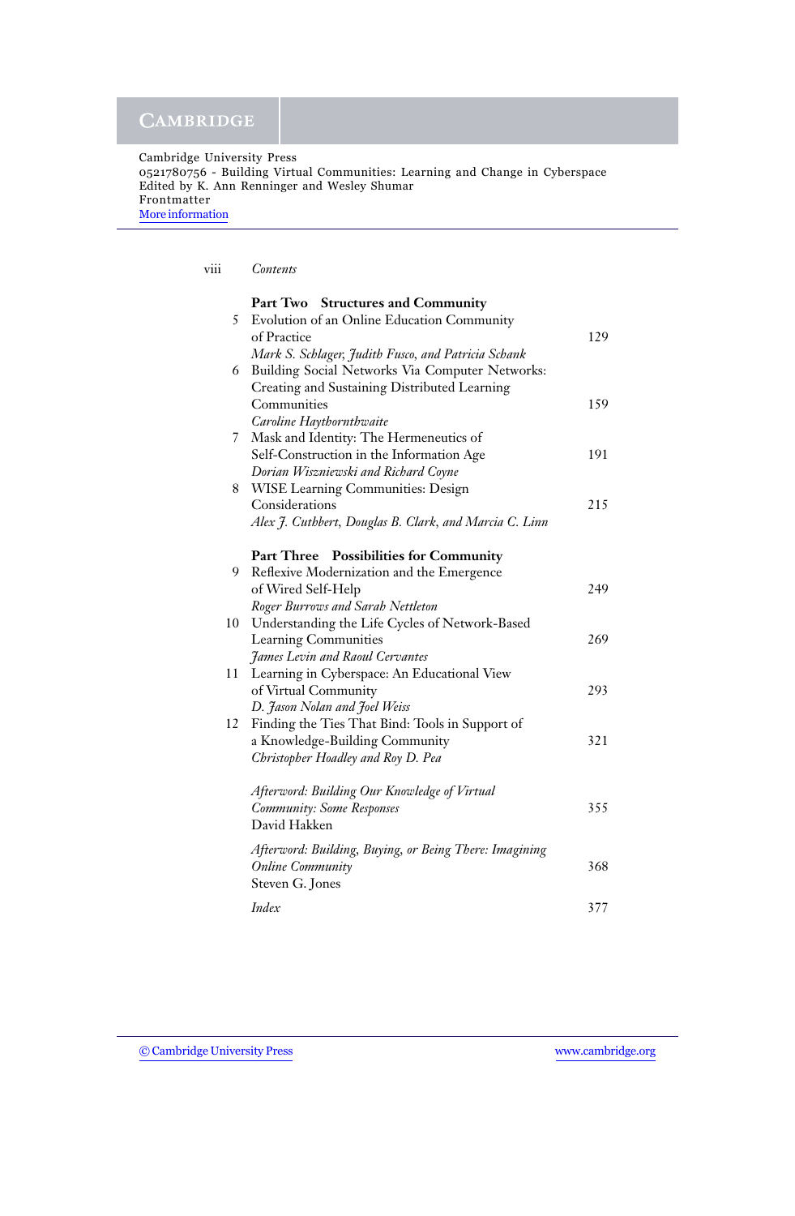Cambridge University Press
0521780756 - Building Virtual Communities: Learning and Change in Cyberspace
Edited by K. Ann Renninger and Wesley Shumar
Frontmatter
More information

*Contents*

**Part Two Structures and Community**

5 Evolution of an Online Education Community of Practice — 129
*Mark S. Schlager, Judith Fusco, and Patricia Schank*

6 Building Social Networks Via Computer Networks: Creating and Sustaining Distributed Learning Communities — 159
*Caroline Haythornthwaite*

7 Mask and Identity: The Hermeneutics of Self-Construction in the Information Age — 191
*Dorian Wiszniewski and Richard Coyne*

8 WISE Learning Communities: Design Considerations — 215
*Alex J. Cuthbert, Douglas B. Clark, and Marcia C. Linn*

**Part Three Possibilities for Community**

9 Reflexive Modernization and the Emergence of Wired Self-Help — 249
*Roger Burrows and Sarah Nettleton*

10 Understanding the Life Cycles of Network-Based Learning Communities — 269
*James Levin and Raoul Cervantes*

11 Learning in Cyberspace: An Educational View of Virtual Community — 293
*D. Jason Nolan and Joel Weiss*

12 Finding the Ties That Bind: Tools in Support of a Knowledge-Building Community — 321
*Christopher Hoadley and Roy D. Pea*

*Afterword: Building Our Knowledge of Virtual Community: Some Responses* — 355
David Hakken

*Afterword: Building, Buying, or Being There: Imagining Online Community* — 368
Steven G. Jones

*Index* — 377

© Cambridge University Press www.cambridge.org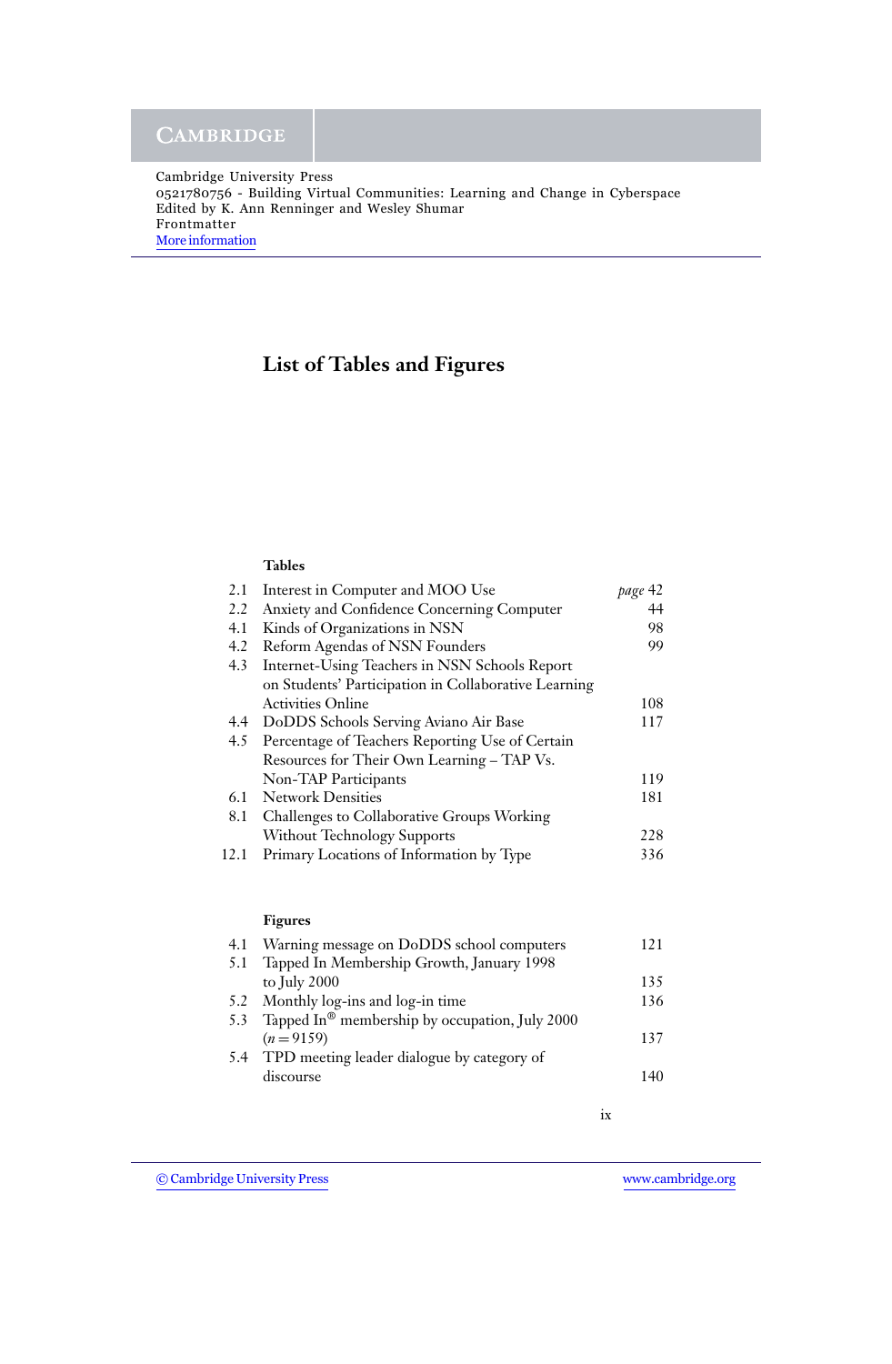# List of Tables and Figures

## Tables

| | | |
|---|---|---|
| 2.1 | Interest in Computer and MOO Use | *page* 42 |
| 2.2 | Anxiety and Confidence Concerning Computer | 44 |
| 4.1 | Kinds of Organizations in NSN | 98 |
| 4.2 | Reform Agendas of NSN Founders | 99 |
| 4.3 | Internet-Using Teachers in NSN Schools Report on Students' Participation in Collaborative Learning Activities Online | 108 |
| 4.4 | DoDDS Schools Serving Aviano Air Base | 117 |
| 4.5 | Percentage of Teachers Reporting Use of Certain Resources for Their Own Learning – TAP Vs. Non-TAP Participants | 119 |
| 6.1 | Network Densities | 181 |
| 8.1 | Challenges to Collaborative Groups Working Without Technology Supports | 228 |
| 12.1 | Primary Locations of Information by Type | 336 |

## Figures

| | | |
|---|---|---|
| 4.1 | Warning message on DoDDS school computers | 121 |
| 5.1 | Tapped In Membership Growth, January 1998 to July 2000 | 135 |
| 5.2 | Monthly log-ins and log-in time | 136 |
| 5.3 | Tapped In® membership by occupation, July 2000 ($n = 9159$) | 137 |
| 5.4 | TPD meeting leader dialogue by category of discourse | 140 |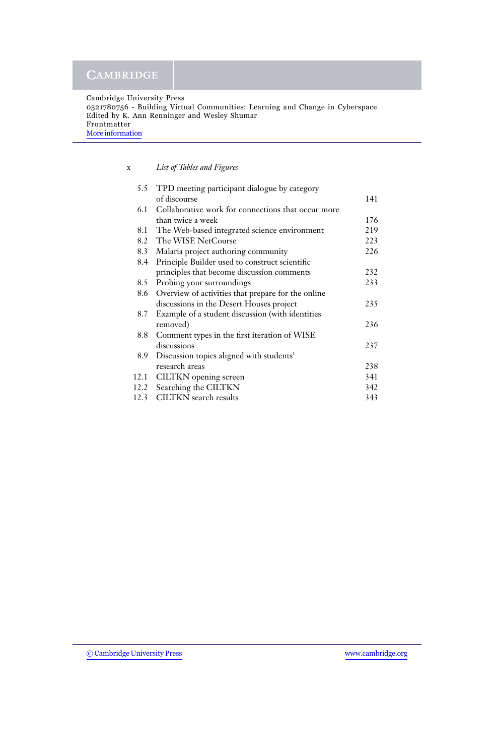| | | |
|---|---|---|
| 5.5 | TPD meeting participant dialogue by category of discourse | 141 |
| 6.1 | Collaborative work for connections that occur more than twice a week | 176 |
| 8.1 | The Web-based integrated science environment | 219 |
| 8.2 | The WISE NetCourse | 223 |
| 8.3 | Malaria project authoring community | 226 |
| 8.4 | Principle Builder used to construct scientific principles that become discussion comments | 232 |
| 8.5 | Probing your surroundings | 233 |
| 8.6 | Overview of activities that prepare for the online discussions in the Desert Houses project | 235 |
| 8.7 | Example of a student discussion (with identities removed) | 236 |
| 8.8 | Comment types in the first iteration of WISE discussions | 237 |
| 8.9 | Discussion topics aligned with students' research areas | 238 |
| 12.1 | CILTKN opening screen | 341 |
| 12.2 | Searching the CILTKN | 342 |
| 12.3 | CILTKN search results | 343 |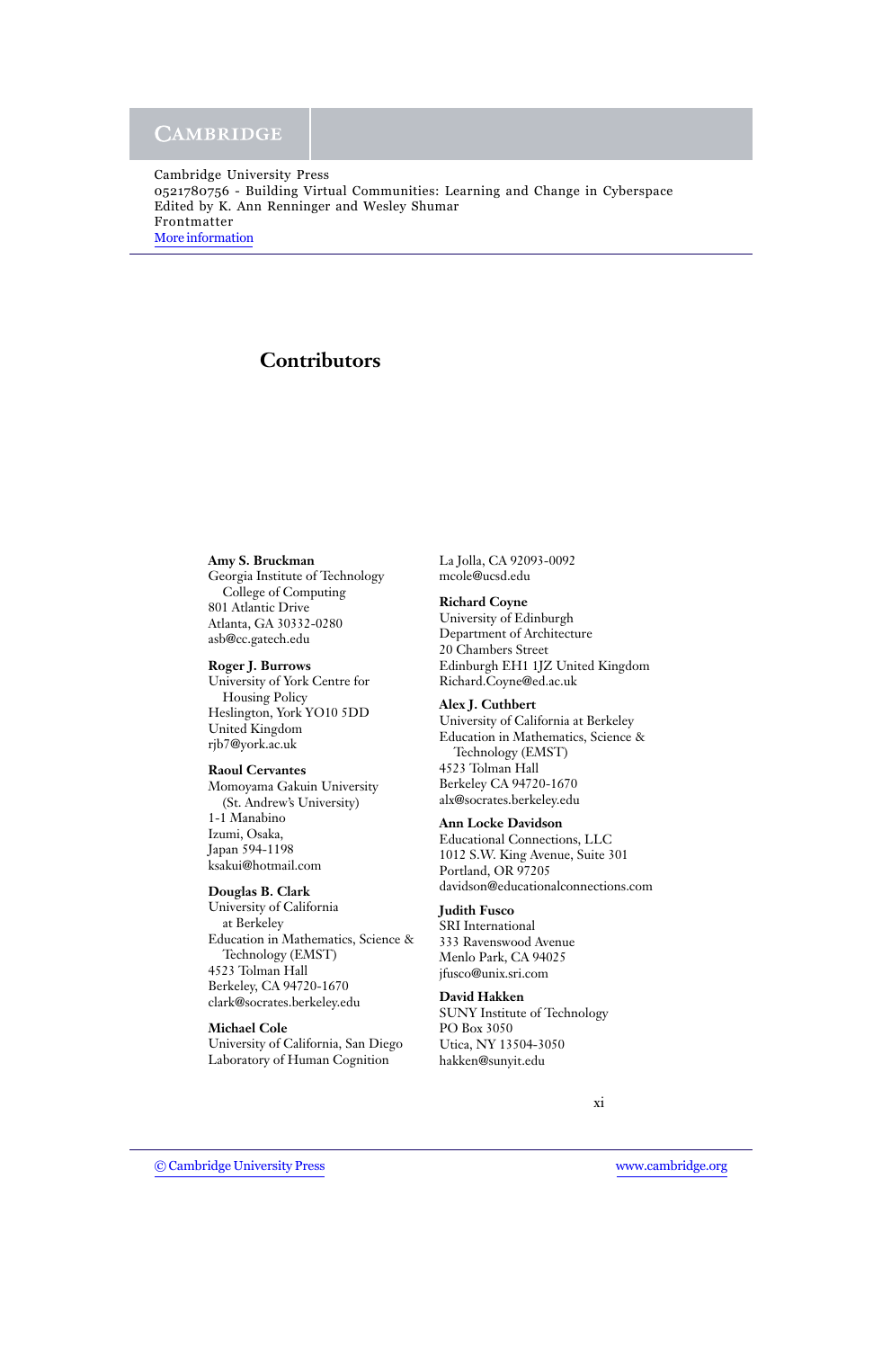## Contributors

**Amy S. Bruckman**
Georgia Institute of Technology
College of Computing
801 Atlantic Drive
Atlanta, GA 30332-0280
asb@cc.gatech.edu

**Roger J. Burrows**
University of York Centre for
Housing Policy
Heslington, York YO10 5DD
United Kingdom
rjb7@york.ac.uk

**Raoul Cervantes**
Momoyama Gakuin University
(St. Andrew's University)
1-1 Manabino
Izumi, Osaka,
Japan 594-1198
ksakui@hotmail.com

**Douglas B. Clark**
University of California
at Berkeley
Education in Mathematics, Science &
Technology (EMST)
4523 Tolman Hall
Berkeley, CA 94720-1670
clark@socrates.berkeley.edu

**Michael Cole**
University of California, San Diego
Laboratory of Human Cognition
La Jolla, CA 92093-0092
mcole@ucsd.edu

**Richard Coyne**
University of Edinburgh
Department of Architecture
20 Chambers Street
Edinburgh EH1 1JZ United Kingdom
Richard.Coyne@ed.ac.uk

**Alex J. Cuthbert**
University of California at Berkeley
Education in Mathematics, Science &
Technology (EMST)
4523 Tolman Hall
Berkeley CA 94720-1670
alx@socrates.berkeley.edu

**Ann Locke Davidson**
Educational Connections, LLC
1012 S.W. King Avenue, Suite 301
Portland, OR 97205
davidson@educationalconnections.com

**Judith Fusco**
SRI International
333 Ravenswood Avenue
Menlo Park, CA 94025
jfusco@unix.sri.com

**David Hakken**
SUNY Institute of Technology
PO Box 3050
Utica, NY 13504-3050
hakken@sunyit.edu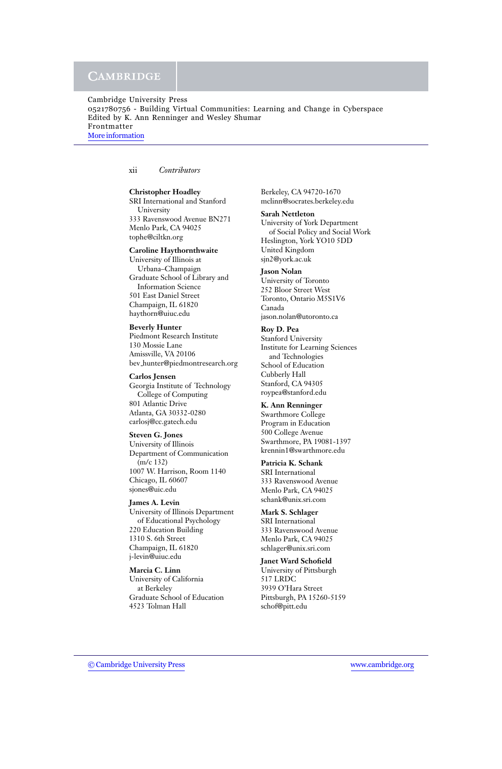**Christopher Hoadley**
SRI International and Stanford University
333 Ravenswood Avenue BN271
Menlo Park, CA 94025
tophe@ciltkn.org

**Caroline Haythornthwaite**
University of Illinois at Urbana–Champaign
Graduate School of Library and Information Science
501 East Daniel Street
Champaign, IL 61820
haythorn@uiuc.edu

**Beverly Hunter**
Piedmont Research Institute
130 Mossie Lane
Amissville, VA 20106
bev_hunter@piedmontresearch.org

**Carlos Jensen**
Georgia Institute of Technology College of Computing
801 Atlantic Drive
Atlanta, GA 30332-0280
carlosj@cc.gatech.edu

**Steven G. Jones**
University of Illinois
Department of Communication (m/c 132)
1007 W. Harrison, Room 1140
Chicago, IL 60607
sjones@uic.edu

**James A. Levin**
University of Illinois Department of Educational Psychology
220 Education Building
1310 S. 6th Street
Champaign, IL 61820
j-levin@uiuc.edu

**Marcia C. Linn**
University of California at Berkeley
Graduate School of Education
4523 Tolman Hall
Berkeley, CA 94720-1670
mclinn@socrates.berkeley.edu

**Sarah Nettleton**
University of York Department of Social Policy and Social Work
Heslington, York YO10 5DD
United Kingdom
sjn2@york.ac.uk

**Jason Nolan**
University of Toronto
252 Bloor Street West
Toronto, Ontario M5S1V6
Canada
jason.nolan@utoronto.ca

**Roy D. Pea**
Stanford University
Institute for Learning Sciences and Technologies
School of Education
Cubberly Hall
Stanford, CA 94305
roypea@stanford.edu

**K. Ann Renninger**
Swarthmore College
Program in Education
500 College Avenue
Swarthmore, PA 19081-1397
krennin1@swarthmore.edu

**Patricia K. Schank**
SRI International
333 Ravenswood Avenue
Menlo Park, CA 94025
schank@unix.sri.com

**Mark S. Schlager**
SRI International
333 Ravenswood Avenue
Menlo Park, CA 94025
schlager@unix.sri.com

**Janet Ward Schofield**
University of Pittsburgh
517 LRDC
3939 O'Hara Street
Pittsburgh, PA 15260-5159
schof@pitt.edu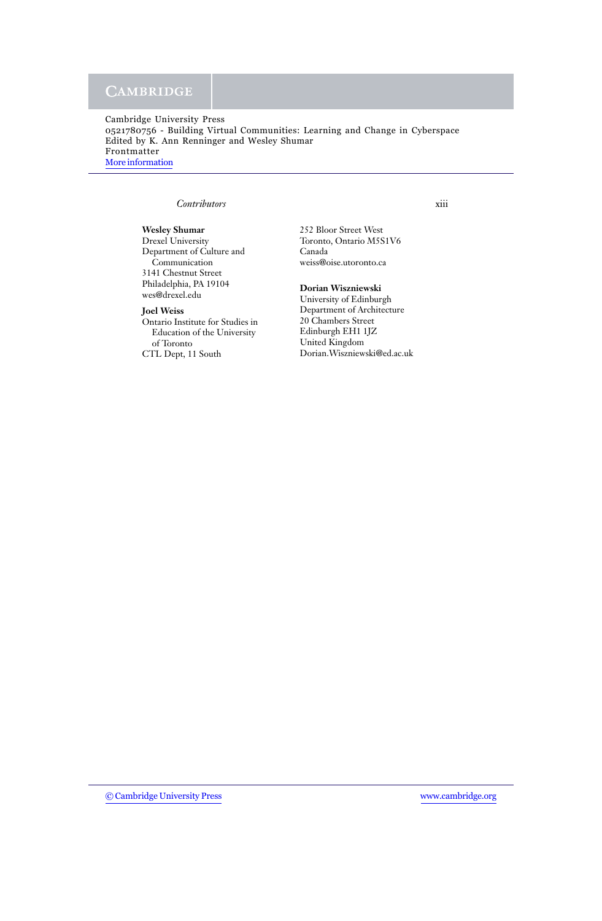**Wesley Shumar**
Drexel University
Department of Culture and Communication
3141 Chestnut Street
Philadelphia, PA 19104
wes@drexel.edu

**Joel Weiss**
Ontario Institute for Studies in Education of the University of Toronto
CTL Dept, 11 South
252 Bloor Street West
Toronto, Ontario M5S1V6
Canada
weiss@oise.utoronto.ca

**Dorian Wiszniewski**
University of Edinburgh
Department of Architecture
20 Chambers Street
Edinburgh EH1 1JZ
United Kingdom
Dorian.Wiszniewski@ed.ac.uk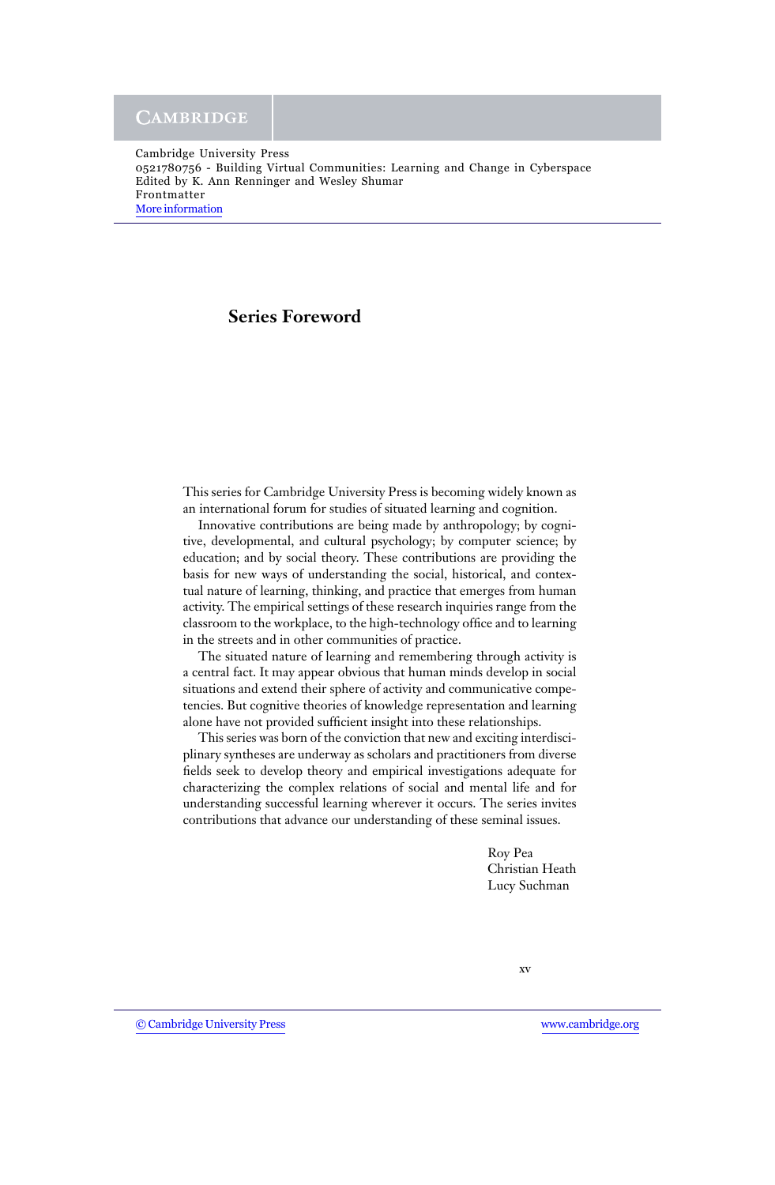## Series Foreword

This series for Cambridge University Press is becoming widely known as an international forum for studies of situated learning and cognition.

Innovative contributions are being made by anthropology; by cognitive, developmental, and cultural psychology; by computer science; by education; and by social theory. These contributions are providing the basis for new ways of understanding the social, historical, and contextual nature of learning, thinking, and practice that emerges from human activity. The empirical settings of these research inquiries range from the classroom to the workplace, to the high-technology office and to learning in the streets and in other communities of practice.

The situated nature of learning and remembering through activity is a central fact. It may appear obvious that human minds develop in social situations and extend their sphere of activity and communicative competencies. But cognitive theories of knowledge representation and learning alone have not provided sufficient insight into these relationships.

This series was born of the conviction that new and exciting interdisciplinary syntheses are underway as scholars and practitioners from diverse fields seek to develop theory and empirical investigations adequate for characterizing the complex relations of social and mental life and for understanding successful learning wherever it occurs. The series invites contributions that advance our understanding of these seminal issues.

Roy Pea
Christian Heath
Lucy Suchman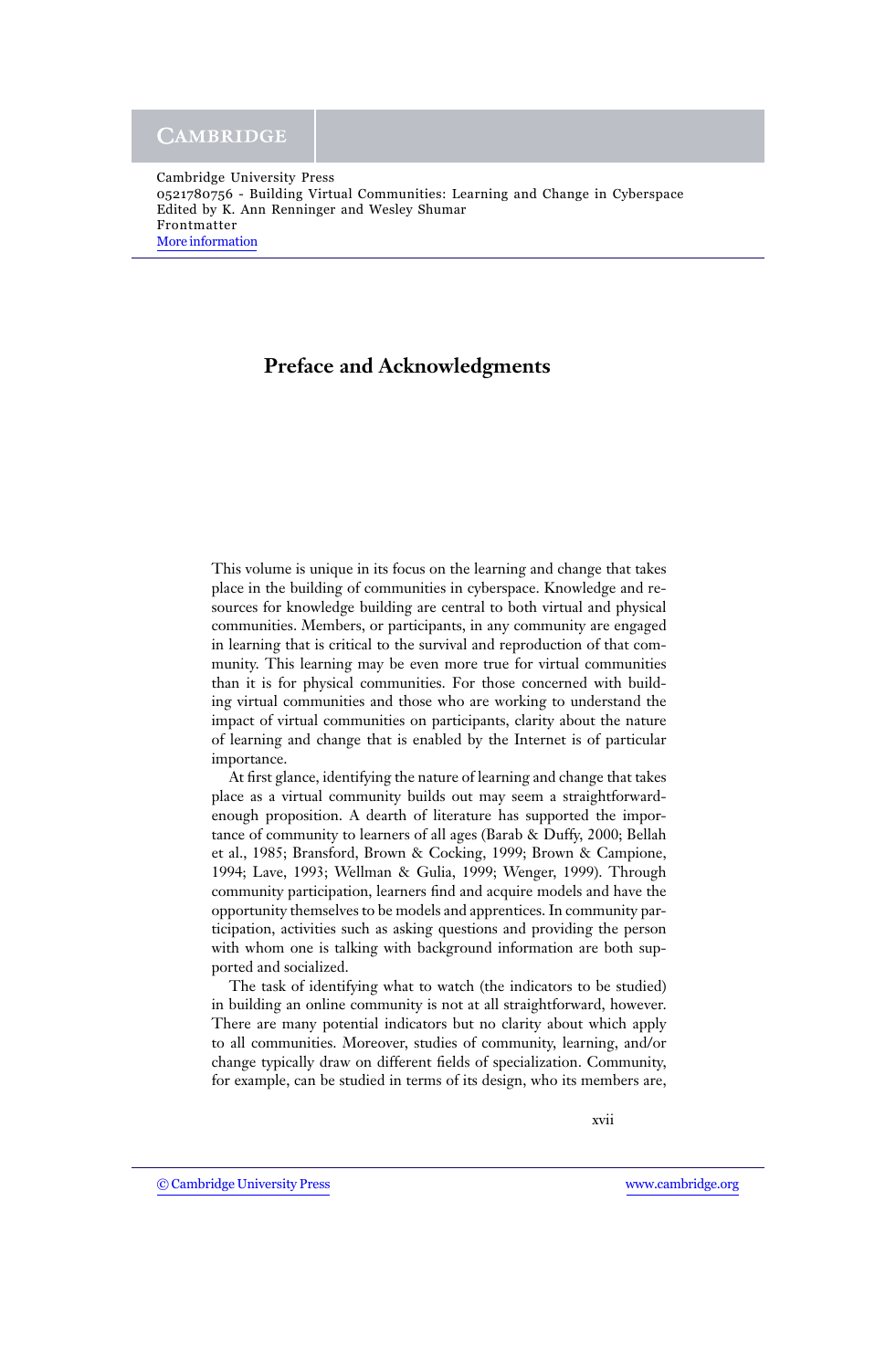# Preface and Acknowledgments

This volume is unique in its focus on the learning and change that takes place in the building of communities in cyberspace. Knowledge and resources for knowledge building are central to both virtual and physical communities. Members, or participants, in any community are engaged in learning that is critical to the survival and reproduction of that community. This learning may be even more true for virtual communities than it is for physical communities. For those concerned with building virtual communities and those who are working to understand the impact of virtual communities on participants, clarity about the nature of learning and change that is enabled by the Internet is of particular importance.

At first glance, identifying the nature of learning and change that takes place as a virtual community builds out may seem a straightforward-enough proposition. A dearth of literature has supported the importance of community to learners of all ages (Barab & Duffy, 2000; Bellah et al., 1985; Bransford, Brown & Cocking, 1999; Brown & Campione, 1994; Lave, 1993; Wellman & Gulia, 1999; Wenger, 1999). Through community participation, learners find and acquire models and have the opportunity themselves to be models and apprentices. In community participation, activities such as asking questions and providing the person with whom one is talking with background information are both supported and socialized.

The task of identifying what to watch (the indicators to be studied) in building an online community is not at all straightforward, however. There are many potential indicators but no clarity about which apply to all communities. Moreover, studies of community, learning, and/or change typically draw on different fields of specialization. Community, for example, can be studied in terms of its design, who its members are,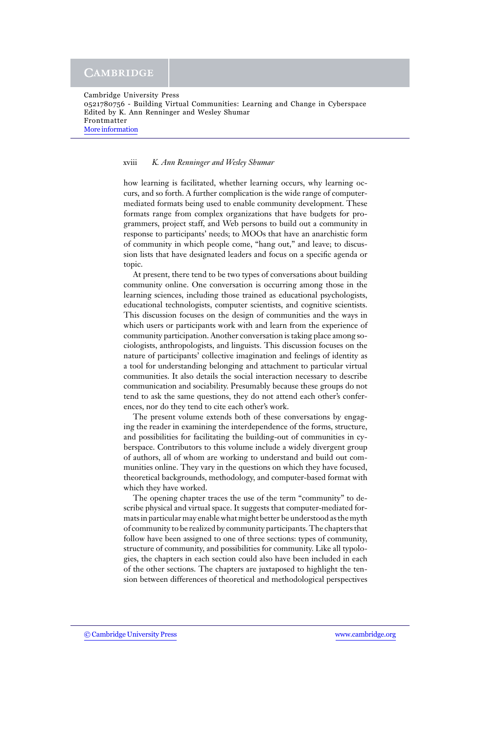how learning is facilitated, whether learning occurs, why learning occurs, and so forth. A further complication is the wide range of computer-mediated formats being used to enable community development. These formats range from complex organizations that have budgets for programmers, project staff, and Web persons to build out a community in response to participants' needs; to MOOs that have an anarchistic form of community in which people come, "hang out," and leave; to discussion lists that have designated leaders and focus on a specific agenda or topic.

At present, there tend to be two types of conversations about building community online. One conversation is occurring among those in the learning sciences, including those trained as educational psychologists, educational technologists, computer scientists, and cognitive scientists. This discussion focuses on the design of communities and the ways in which users or participants work with and learn from the experience of community participation. Another conversation is taking place among sociologists, anthropologists, and linguists. This discussion focuses on the nature of participants' collective imagination and feelings of identity as a tool for understanding belonging and attachment to particular virtual communities. It also details the social interaction necessary to describe communication and sociability. Presumably because these groups do not tend to ask the same questions, they do not attend each other's conferences, nor do they tend to cite each other's work.

The present volume extends both of these conversations by engaging the reader in examining the interdependence of the forms, structure, and possibilities for facilitating the building-out of communities in cyberspace. Contributors to this volume include a widely divergent group of authors, all of whom are working to understand and build out communities online. They vary in the questions on which they have focused, theoretical backgrounds, methodology, and computer-based format with which they have worked.

The opening chapter traces the use of the term "community" to describe physical and virtual space. It suggests that computer-mediated formats in particular may enable what might better be understood as the myth of community to be realized by community participants. The chapters that follow have been assigned to one of three sections: types of community, structure of community, and possibilities for community. Like all typologies, the chapters in each section could also have been included in each of the other sections. The chapters are juxtaposed to highlight the tension between differences of theoretical and methodological perspectives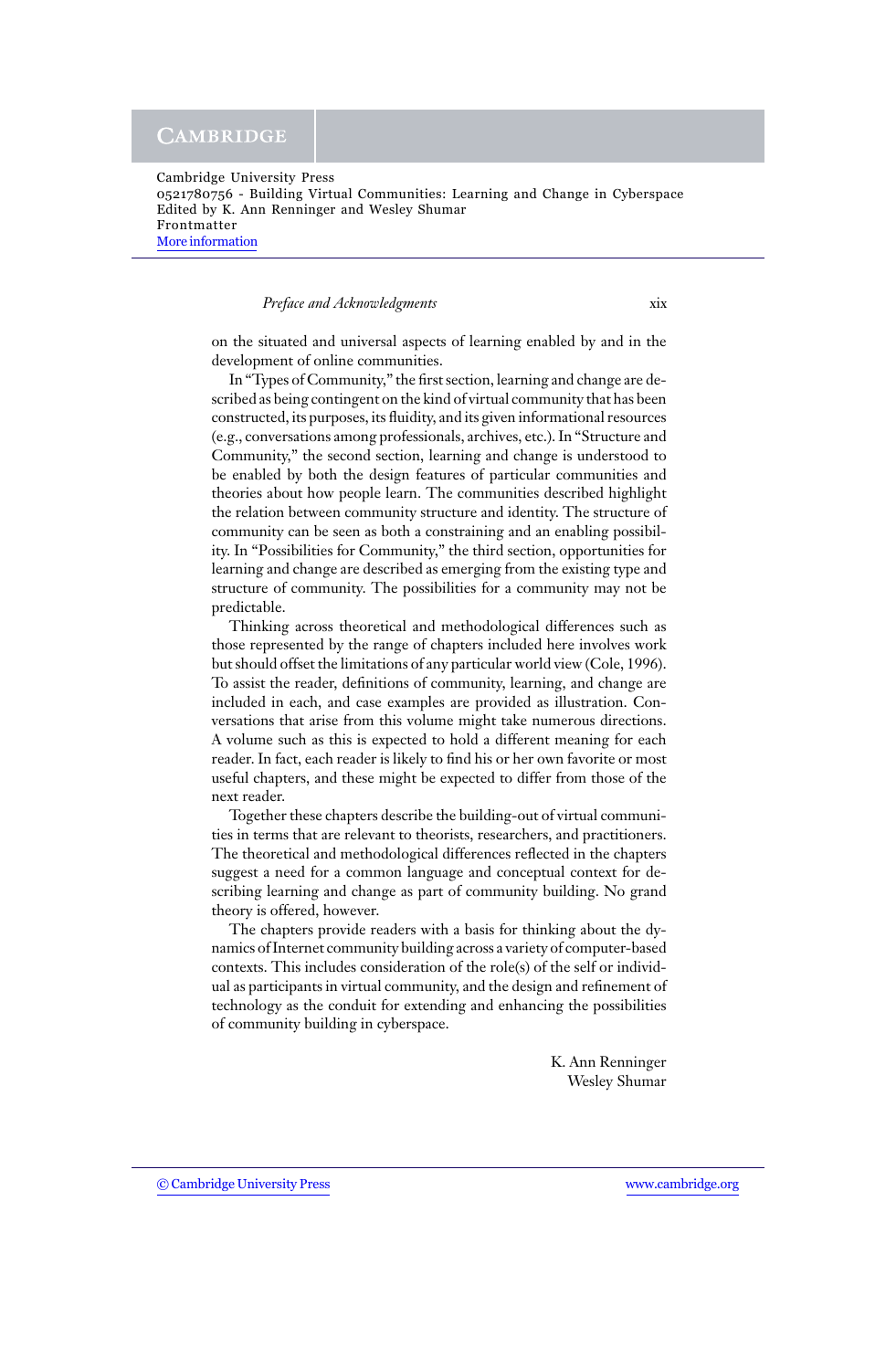on the situated and universal aspects of learning enabled by and in the development of online communities.

In "Types of Community," the first section, learning and change are described as being contingent on the kind of virtual community that has been constructed, its purposes, its fluidity, and its given informational resources (e.g., conversations among professionals, archives, etc.). In "Structure and Community," the second section, learning and change is understood to be enabled by both the design features of particular communities and theories about how people learn. The communities described highlight the relation between community structure and identity. The structure of community can be seen as both a constraining and an enabling possibility. In "Possibilities for Community," the third section, opportunities for learning and change are described as emerging from the existing type and structure of community. The possibilities for a community may not be predictable.

Thinking across theoretical and methodological differences such as those represented by the range of chapters included here involves work but should offset the limitations of any particular world view (Cole, 1996). To assist the reader, definitions of community, learning, and change are included in each, and case examples are provided as illustration. Conversations that arise from this volume might take numerous directions. A volume such as this is expected to hold a different meaning for each reader. In fact, each reader is likely to find his or her own favorite or most useful chapters, and these might be expected to differ from those of the next reader.

Together these chapters describe the building-out of virtual communities in terms that are relevant to theorists, researchers, and practitioners. The theoretical and methodological differences reflected in the chapters suggest a need for a common language and conceptual context for describing learning and change as part of community building. No grand theory is offered, however.

The chapters provide readers with a basis for thinking about the dynamics of Internet community building across a variety of computer-based contexts. This includes consideration of the role(s) of the self or individual as participants in virtual community, and the design and refinement of technology as the conduit for extending and enhancing the possibilities of community building in cyberspace.

K. Ann Renninger
Wesley Shumar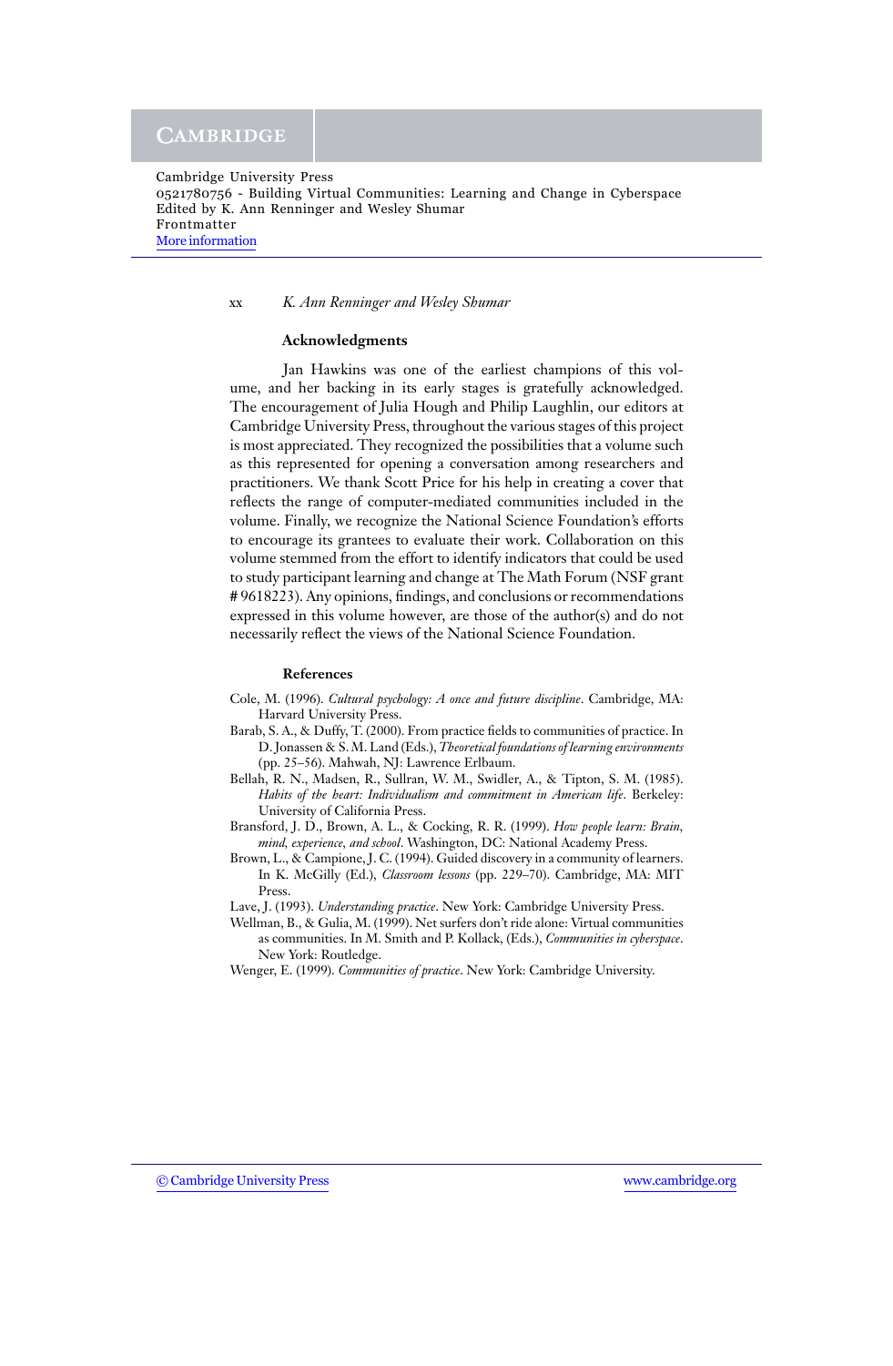## Acknowledgments

Jan Hawkins was one of the earliest champions of this volume, and her backing in its early stages is gratefully acknowledged. The encouragement of Julia Hough and Philip Laughlin, our editors at Cambridge University Press, throughout the various stages of this project is most appreciated. They recognized the possibilities that a volume such as this represented for opening a conversation among researchers and practitioners. We thank Scott Price for his help in creating a cover that reflects the range of computer-mediated communities included in the volume. Finally, we recognize the National Science Foundation's efforts to encourage its grantees to evaluate their work. Collaboration on this volume stemmed from the effort to identify indicators that could be used to study participant learning and change at The Math Forum (NSF grant # 9618223). Any opinions, findings, and conclusions or recommendations expressed in this volume however, are those of the author(s) and do not necessarily reflect the views of the National Science Foundation.

## References

Cole, M. (1996). *Cultural psychology: A once and future discipline*. Cambridge, MA: Harvard University Press.

Barab, S. A., & Duffy, T. (2000). From practice fields to communities of practice. In D. Jonassen & S. M. Land (Eds.), *Theoretical foundations of learning environments* (pp. 25–56). Mahwah, NJ: Lawrence Erlbaum.

Bellah, R. N., Madsen, R., Sullran, W. M., Swidler, A., & Tipton, S. M. (1985). *Habits of the heart: Individualism and commitment in American life*. Berkeley: University of California Press.

Bransford, J. D., Brown, A. L., & Cocking, R. R. (1999). *How people learn: Brain, mind, experience, and school*. Washington, DC: National Academy Press.

Brown, L., & Campione, J. C. (1994). Guided discovery in a community of learners. In K. McGilly (Ed.), *Classroom lessons* (pp. 229–70). Cambridge, MA: MIT Press.

Lave, J. (1993). *Understanding practice*. New York: Cambridge University Press.

Wellman, B., & Gulia, M. (1999). Net surfers don't ride alone: Virtual communities as communities. In M. Smith and P. Kollack, (Eds.), *Communities in cyberspace*. New York: Routledge.

Wenger, E. (1999). *Communities of practice*. New York: Cambridge University.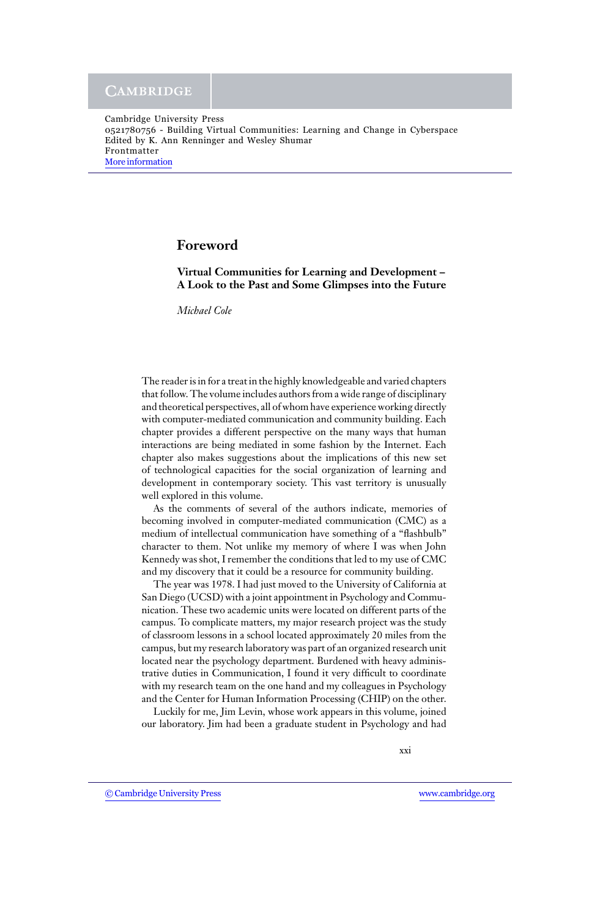# Foreword

## Virtual Communities for Learning and Development – A Look to the Past and Some Glimpses into the Future

*Michael Cole*

The reader is in for a treat in the highly knowledgeable and varied chapters that follow. The volume includes authors from a wide range of disciplinary and theoretical perspectives, all of whom have experience working directly with computer-mediated communication and community building. Each chapter provides a different perspective on the many ways that human interactions are being mediated in some fashion by the Internet. Each chapter also makes suggestions about the implications of this new set of technological capacities for the social organization of learning and development in contemporary society. This vast territory is unusually well explored in this volume.

As the comments of several of the authors indicate, memories of becoming involved in computer-mediated communication (CMC) as a medium of intellectual communication have something of a "flashbulb" character to them. Not unlike my memory of where I was when John Kennedy was shot, I remember the conditions that led to my use of CMC and my discovery that it could be a resource for community building.

The year was 1978. I had just moved to the University of California at San Diego (UCSD) with a joint appointment in Psychology and Communication. These two academic units were located on different parts of the campus. To complicate matters, my major research project was the study of classroom lessons in a school located approximately 20 miles from the campus, but my research laboratory was part of an organized research unit located near the psychology department. Burdened with heavy administrative duties in Communication, I found it very difficult to coordinate with my research team on the one hand and my colleagues in Psychology and the Center for Human Information Processing (CHIP) on the other.

Luckily for me, Jim Levin, whose work appears in this volume, joined our laboratory. Jim had been a graduate student in Psychology and had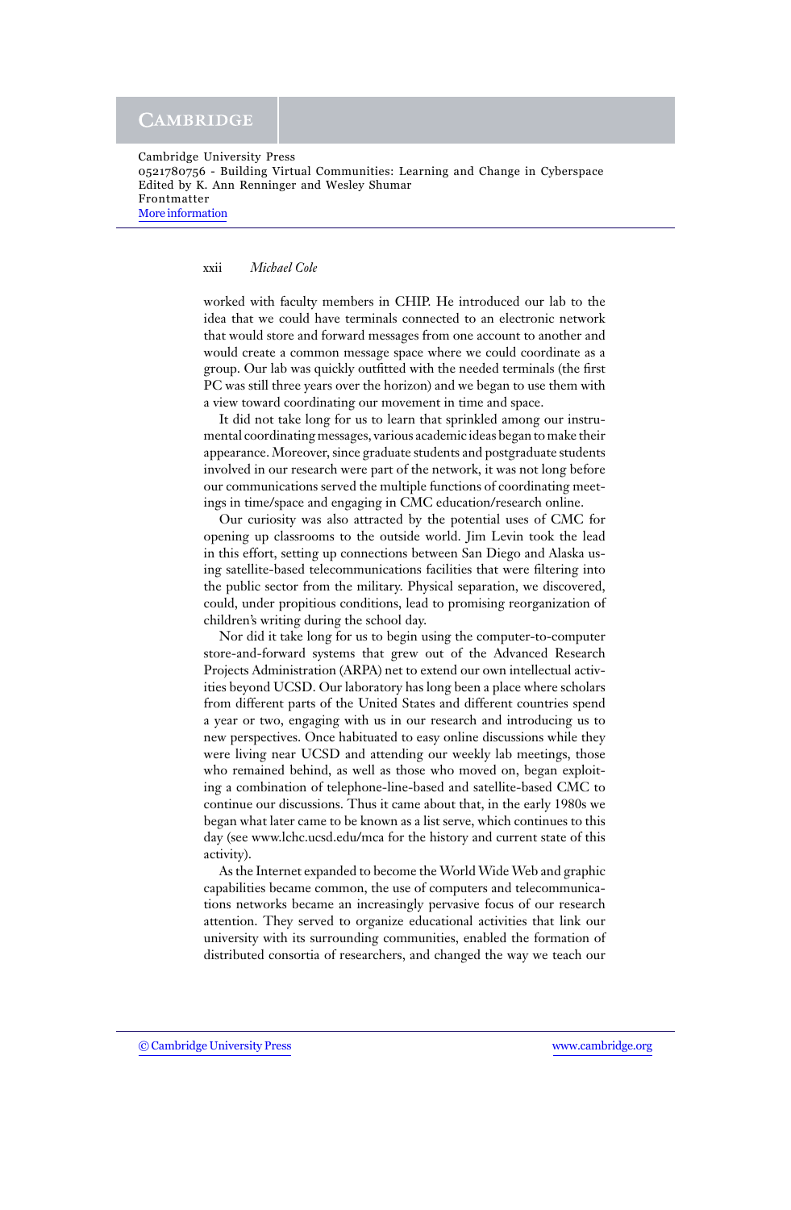worked with faculty members in CHIP. He introduced our lab to the idea that we could have terminals connected to an electronic network that would store and forward messages from one account to another and would create a common message space where we could coordinate as a group. Our lab was quickly outfitted with the needed terminals (the first PC was still three years over the horizon) and we began to use them with a view toward coordinating our movement in time and space.

It did not take long for us to learn that sprinkled among our instrumental coordinating messages, various academic ideas began to make their appearance. Moreover, since graduate students and postgraduate students involved in our research were part of the network, it was not long before our communications served the multiple functions of coordinating meetings in time/space and engaging in CMC education/research online.

Our curiosity was also attracted by the potential uses of CMC for opening up classrooms to the outside world. Jim Levin took the lead in this effort, setting up connections between San Diego and Alaska using satellite-based telecommunications facilities that were filtering into the public sector from the military. Physical separation, we discovered, could, under propitious conditions, lead to promising reorganization of children's writing during the school day.

Nor did it take long for us to begin using the computer-to-computer store-and-forward systems that grew out of the Advanced Research Projects Administration (ARPA) net to extend our own intellectual activities beyond UCSD. Our laboratory has long been a place where scholars from different parts of the United States and different countries spend a year or two, engaging with us in our research and introducing us to new perspectives. Once habituated to easy online discussions while they were living near UCSD and attending our weekly lab meetings, those who remained behind, as well as those who moved on, began exploiting a combination of telephone-line-based and satellite-based CMC to continue our discussions. Thus it came about that, in the early 1980s we began what later came to be known as a list serve, which continues to this day (see www.lchc.ucsd.edu/mca for the history and current state of this activity).

As the Internet expanded to become the World Wide Web and graphic capabilities became common, the use of computers and telecommunications networks became an increasingly pervasive focus of our research attention. They served to organize educational activities that link our university with its surrounding communities, enabled the formation of distributed consortia of researchers, and changed the way we teach our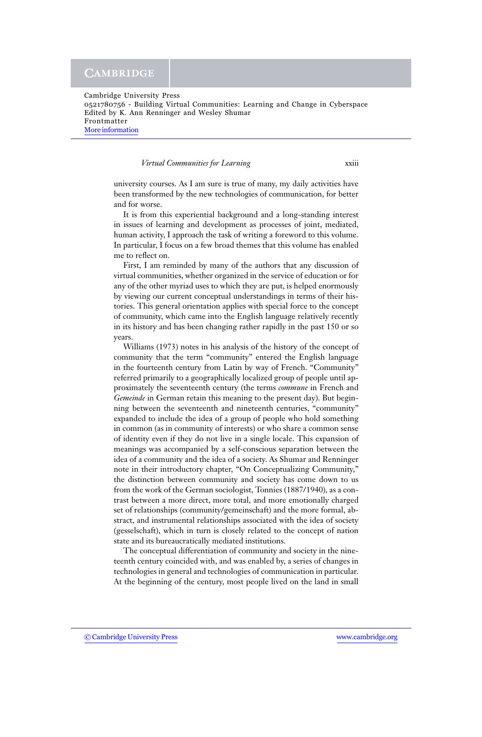university courses. As I am sure is true of many, my daily activities have been transformed by the new technologies of communication, for better and for worse.

It is from this experiential background and a long-standing interest in issues of learning and development as processes of joint, mediated, human activity, I approach the task of writing a foreword to this volume. In particular, I focus on a few broad themes that this volume has enabled me to reflect on.

First, I am reminded by many of the authors that any discussion of virtual communities, whether organized in the service of education or for any of the other myriad uses to which they are put, is helped enormously by viewing our current conceptual understandings in terms of their histories. This general orientation applies with special force to the concept of community, which came into the English language relatively recently in its history and has been changing rather rapidly in the past 150 or so years.

Williams (1973) notes in his analysis of the history of the concept of community that the term "community" entered the English language in the fourteenth century from Latin by way of French. "Community" referred primarily to a geographically localized group of people until approximately the seventeenth century (the terms *commune* in French and *Gemeinde* in German retain this meaning to the present day). But beginning between the seventeenth and nineteenth centuries, "community" expanded to include the idea of a group of people who hold something in common (as in community of interests) or who share a common sense of identity even if they do not live in a single locale. This expansion of meanings was accompanied by a self-conscious separation between the idea of a community and the idea of a society. As Shumar and Renninger note in their introductory chapter, "On Conceptualizing Community," the distinction between community and society has come down to us from the work of the German sociologist, Tonnies (1887/1940), as a contrast between a more direct, more total, and more emotionally charged set of relationships (community/gemeinschaft) and the more formal, abstract, and instrumental relationships associated with the idea of society (gesselschaft), which in turn is closely related to the concept of nation state and its bureaucratically mediated institutions.

The conceptual differentiation of community and society in the nineteenth century coincided with, and was enabled by, a series of changes in technologies in general and technologies of communication in particular. At the beginning of the century, most people lived on the land in small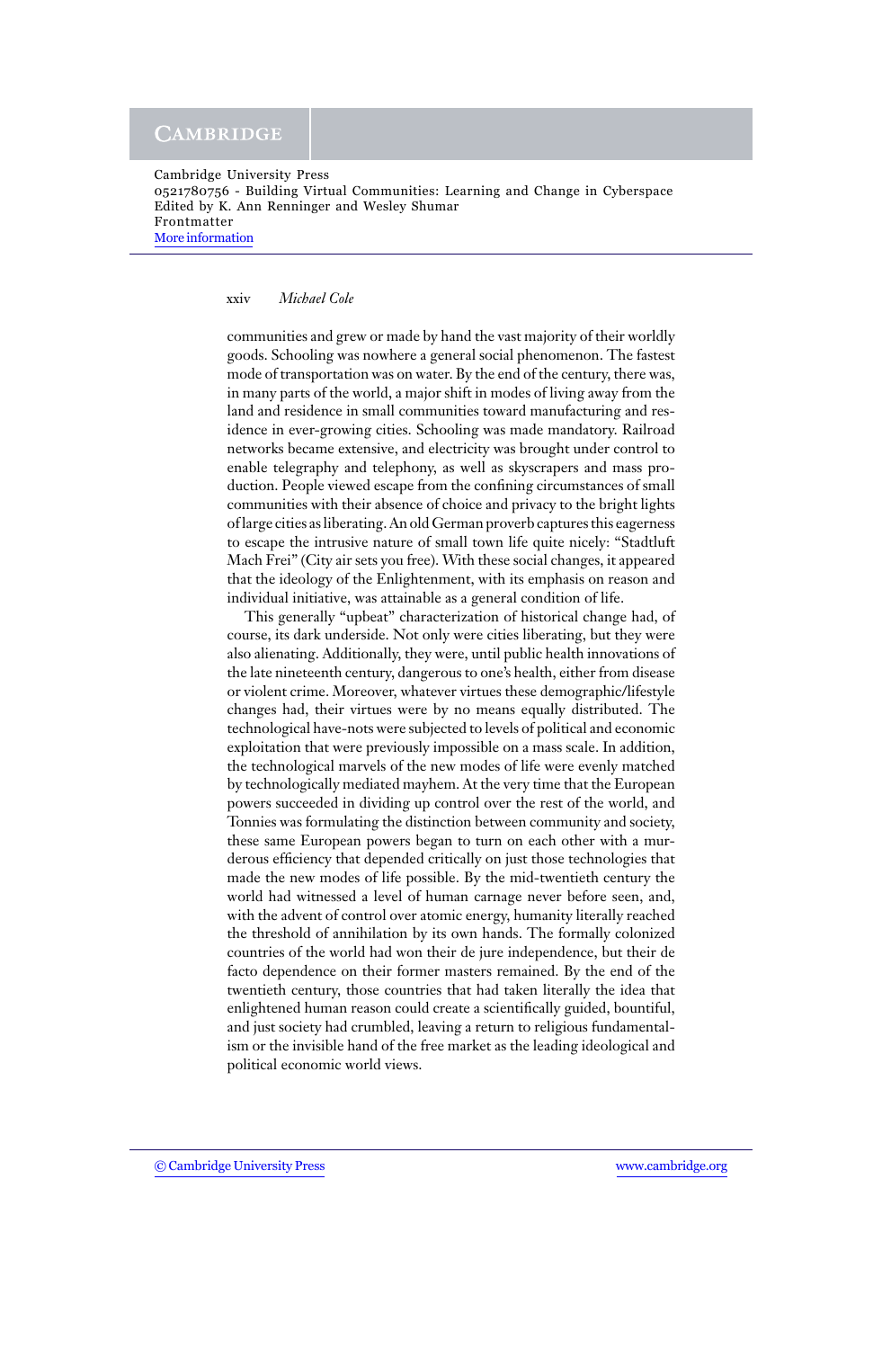communities and grew or made by hand the vast majority of their worldly goods. Schooling was nowhere a general social phenomenon. The fastest mode of transportation was on water. By the end of the century, there was, in many parts of the world, a major shift in modes of living away from the land and residence in small communities toward manufacturing and residence in ever-growing cities. Schooling was made mandatory. Railroad networks became extensive, and electricity was brought under control to enable telegraphy and telephony, as well as skyscrapers and mass production. People viewed escape from the confining circumstances of small communities with their absence of choice and privacy to the bright lights of large cities as liberating. An old German proverb captures this eagerness to escape the intrusive nature of small town life quite nicely: "Stadtluft Mach Frei" (City air sets you free). With these social changes, it appeared that the ideology of the Enlightenment, with its emphasis on reason and individual initiative, was attainable as a general condition of life.

This generally "upbeat" characterization of historical change had, of course, its dark underside. Not only were cities liberating, but they were also alienating. Additionally, they were, until public health innovations of the late nineteenth century, dangerous to one's health, either from disease or violent crime. Moreover, whatever virtues these demographic/lifestyle changes had, their virtues were by no means equally distributed. The technological have-nots were subjected to levels of political and economic exploitation that were previously impossible on a mass scale. In addition, the technological marvels of the new modes of life were evenly matched by technologically mediated mayhem. At the very time that the European powers succeeded in dividing up control over the rest of the world, and Tonnies was formulating the distinction between community and society, these same European powers began to turn on each other with a murderous efficiency that depended critically on just those technologies that made the new modes of life possible. By the mid-twentieth century the world had witnessed a level of human carnage never before seen, and, with the advent of control over atomic energy, humanity literally reached the threshold of annihilation by its own hands. The formally colonized countries of the world had won their de jure independence, but their de facto dependence on their former masters remained. By the end of the twentieth century, those countries that had taken literally the idea that enlightened human reason could create a scientifically guided, bountiful, and just society had crumbled, leaving a return to religious fundamentalism or the invisible hand of the free market as the leading ideological and political economic world views.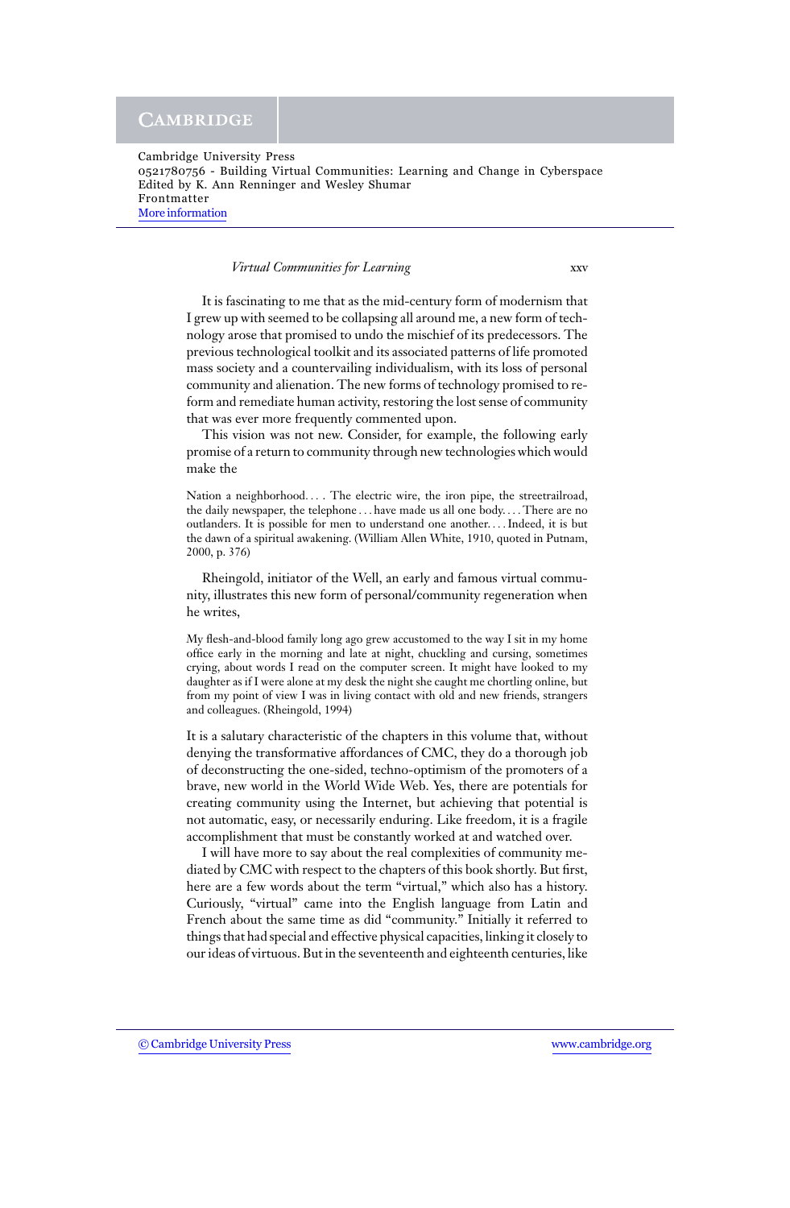It is fascinating to me that as the mid-century form of modernism that I grew up with seemed to be collapsing all around me, a new form of technology arose that promised to undo the mischief of its predecessors. The previous technological toolkit and its associated patterns of life promoted mass society and a countervailing individualism, with its loss of personal community and alienation. The new forms of technology promised to reform and remediate human activity, restoring the lost sense of community that was ever more frequently commented upon.

This vision was not new. Consider, for example, the following early promise of a return to community through new technologies which would make the

> Nation a neighborhood.... The electric wire, the iron pipe, the streetrailroad, the daily newspaper, the telephone ... have made us all one body.... There are no outlanders. It is possible for men to understand one another.... Indeed, it is but the dawn of a spiritual awakening. (William Allen White, 1910, quoted in Putnam, 2000, p. 376)

Rheingold, initiator of the Well, an early and famous virtual community, illustrates this new form of personal/community regeneration when he writes,

> My flesh-and-blood family long ago grew accustomed to the way I sit in my home office early in the morning and late at night, chuckling and cursing, sometimes crying, about words I read on the computer screen. It might have looked to my daughter as if I were alone at my desk the night she caught me chortling online, but from my point of view I was in living contact with old and new friends, strangers and colleagues. (Rheingold, 1994)

It is a salutary characteristic of the chapters in this volume that, without denying the transformative affordances of CMC, they do a thorough job of deconstructing the one-sided, techno-optimism of the promoters of a brave, new world in the World Wide Web. Yes, there are potentials for creating community using the Internet, but achieving that potential is not automatic, easy, or necessarily enduring. Like freedom, it is a fragile accomplishment that must be constantly worked at and watched over.

I will have more to say about the real complexities of community mediated by CMC with respect to the chapters of this book shortly. But first, here are a few words about the term "virtual," which also has a history. Curiously, "virtual" came into the English language from Latin and French about the same time as did "community." Initially it referred to things that had special and effective physical capacities, linking it closely to our ideas of virtuous. But in the seventeenth and eighteenth centuries, like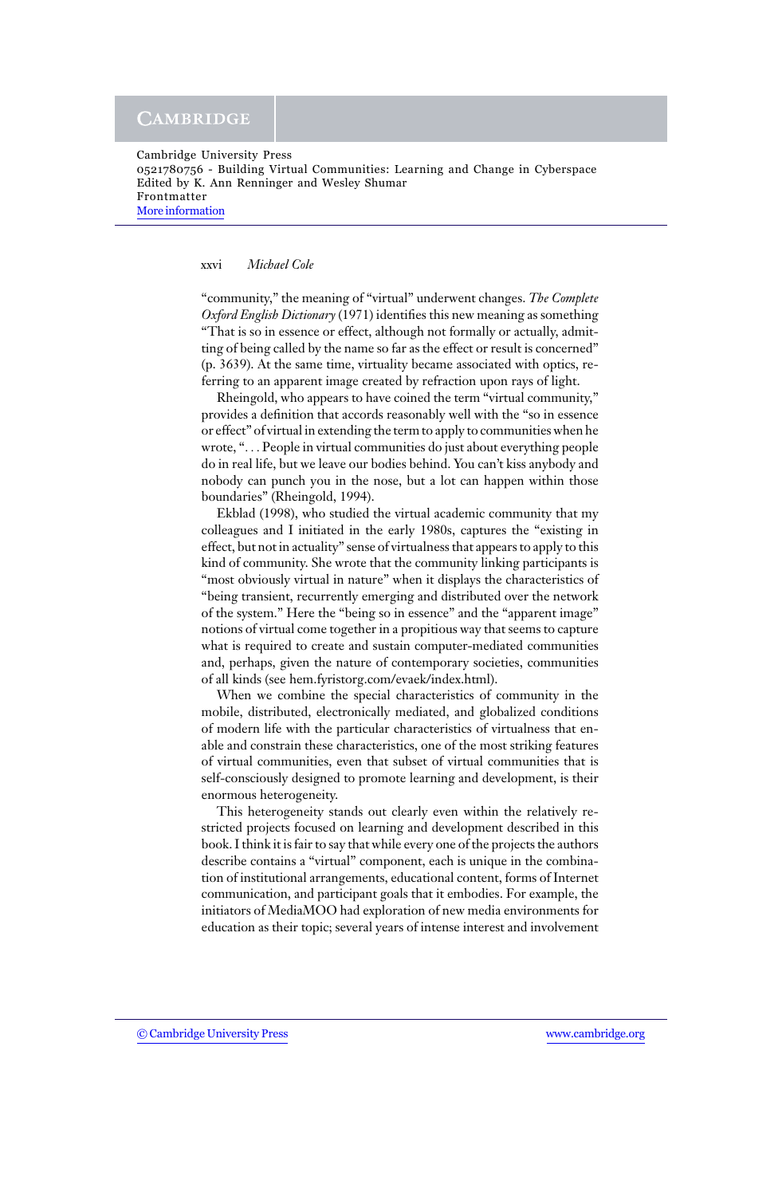"community," the meaning of "virtual" underwent changes. *The Complete Oxford English Dictionary* (1971) identifies this new meaning as something "That is so in essence or effect, although not formally or actually, admitting of being called by the name so far as the effect or result is concerned" (p. 3639). At the same time, virtuality became associated with optics, referring to an apparent image created by refraction upon rays of light.

Rheingold, who appears to have coined the term "virtual community," provides a definition that accords reasonably well with the "so in essence or effect" of virtual in extending the term to apply to communities when he wrote, ". . . People in virtual communities do just about everything people do in real life, but we leave our bodies behind. You can't kiss anybody and nobody can punch you in the nose, but a lot can happen within those boundaries" (Rheingold, 1994).

Ekblad (1998), who studied the virtual academic community that my colleagues and I initiated in the early 1980s, captures the "existing in effect, but not in actuality" sense of virtualness that appears to apply to this kind of community. She wrote that the community linking participants is "most obviously virtual in nature" when it displays the characteristics of "being transient, recurrently emerging and distributed over the network of the system." Here the "being so in essence" and the "apparent image" notions of virtual come together in a propitious way that seems to capture what is required to create and sustain computer-mediated communities and, perhaps, given the nature of contemporary societies, communities of all kinds (see hem.fyristorg.com/evaek/index.html).

When we combine the special characteristics of community in the mobile, distributed, electronically mediated, and globalized conditions of modern life with the particular characteristics of virtualness that enable and constrain these characteristics, one of the most striking features of virtual communities, even that subset of virtual communities that is self-consciously designed to promote learning and development, is their enormous heterogeneity.

This heterogeneity stands out clearly even within the relatively restricted projects focused on learning and development described in this book. I think it is fair to say that while every one of the projects the authors describe contains a "virtual" component, each is unique in the combination of institutional arrangements, educational content, forms of Internet communication, and participant goals that it embodies. For example, the initiators of MediaMOO had exploration of new media environments for education as their topic; several years of intense interest and involvement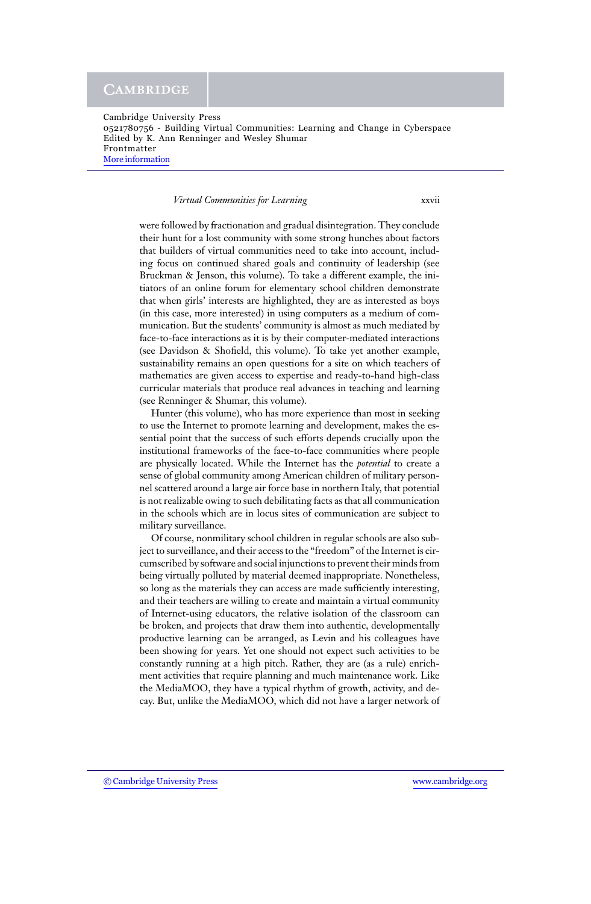were followed by fractionation and gradual disintegration. They conclude their hunt for a lost community with some strong hunches about factors that builders of virtual communities need to take into account, including focus on continued shared goals and continuity of leadership (see Bruckman & Jenson, this volume). To take a different example, the initiators of an online forum for elementary school children demonstrate that when girls' interests are highlighted, they are as interested as boys (in this case, more interested) in using computers as a medium of communication. But the students' community is almost as much mediated by face-to-face interactions as it is by their computer-mediated interactions (see Davidson & Shofield, this volume). To take yet another example, sustainability remains an open questions for a site on which teachers of mathematics are given access to expertise and ready-to-hand high-class curricular materials that produce real advances in teaching and learning (see Renninger & Shumar, this volume).

Hunter (this volume), who has more experience than most in seeking to use the Internet to promote learning and development, makes the essential point that the success of such efforts depends crucially upon the institutional frameworks of the face-to-face communities where people are physically located. While the Internet has the *potential* to create a sense of global community among American children of military personnel scattered around a large air force base in northern Italy, that potential is not realizable owing to such debilitating facts as that all communication in the schools which are in locus sites of communication are subject to military surveillance.

Of course, nonmilitary school children in regular schools are also subject to surveillance, and their access to the "freedom" of the Internet is circumscribed by software and social injunctions to prevent their minds from being virtually polluted by material deemed inappropriate. Nonetheless, so long as the materials they can access are made sufficiently interesting, and their teachers are willing to create and maintain a virtual community of Internet-using educators, the relative isolation of the classroom can be broken, and projects that draw them into authentic, developmentally productive learning can be arranged, as Levin and his colleagues have been showing for years. Yet one should not expect such activities to be constantly running at a high pitch. Rather, they are (as a rule) enrichment activities that require planning and much maintenance work. Like the MediaMOO, they have a typical rhythm of growth, activity, and decay. But, unlike the MediaMOO, which did not have a larger network of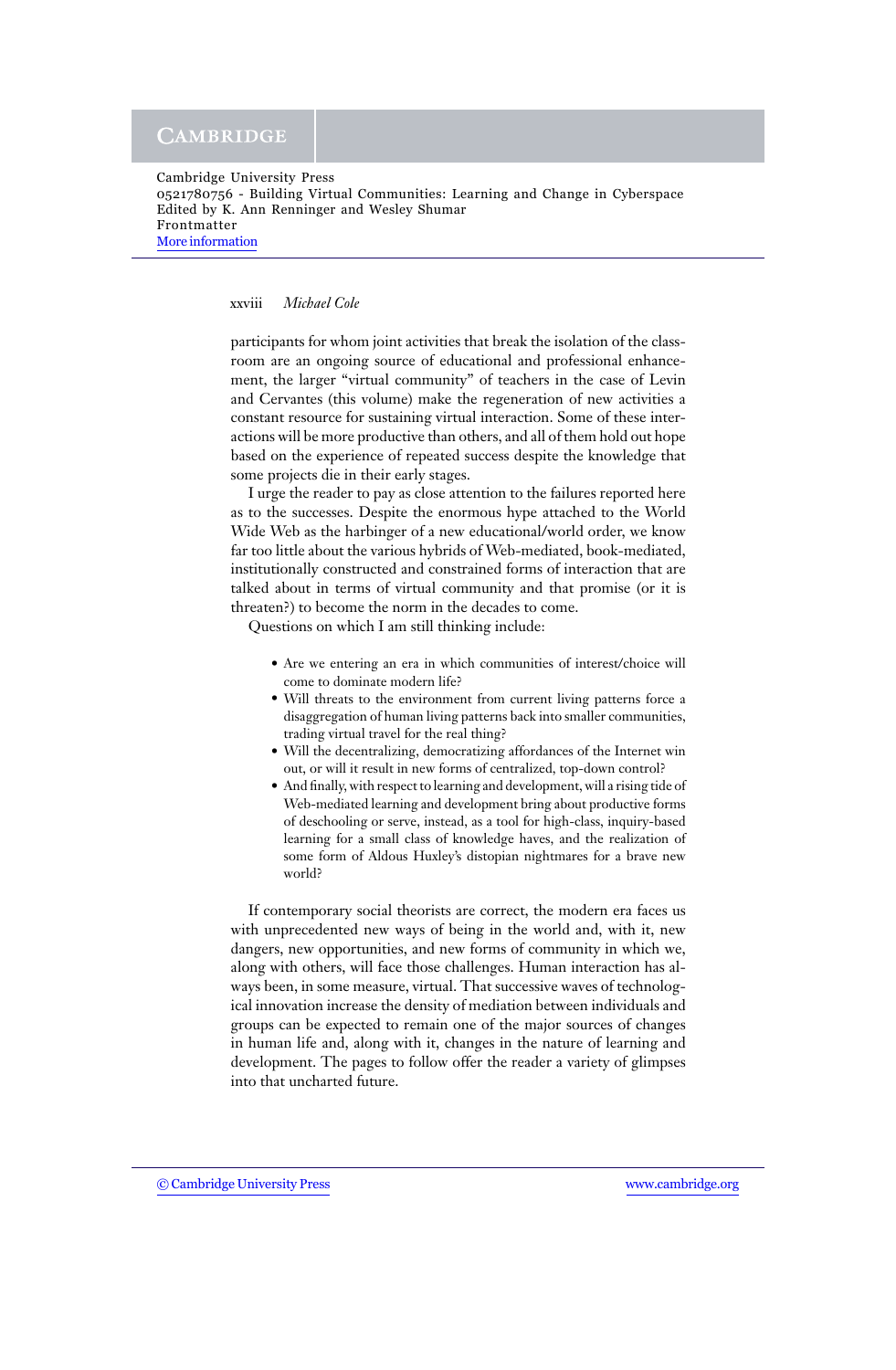participants for whom joint activities that break the isolation of the classroom are an ongoing source of educational and professional enhancement, the larger "virtual community" of teachers in the case of Levin and Cervantes (this volume) make the regeneration of new activities a constant resource for sustaining virtual interaction. Some of these interactions will be more productive than others, and all of them hold out hope based on the experience of repeated success despite the knowledge that some projects die in their early stages.

I urge the reader to pay as close attention to the failures reported here as to the successes. Despite the enormous hype attached to the World Wide Web as the harbinger of a new educational/world order, we know far too little about the various hybrids of Web-mediated, book-mediated, institutionally constructed and constrained forms of interaction that are talked about in terms of virtual community and that promise (or it is threaten?) to become the norm in the decades to come.

Questions on which I am still thinking include:

- Are we entering an era in which communities of interest/choice will come to dominate modern life?
- Will threats to the environment from current living patterns force a disaggregation of human living patterns back into smaller communities, trading virtual travel for the real thing?
- Will the decentralizing, democratizing affordances of the Internet win out, or will it result in new forms of centralized, top-down control?
- And finally, with respect to learning and development, will a rising tide of Web-mediated learning and development bring about productive forms of deschooling or serve, instead, as a tool for high-class, inquiry-based learning for a small class of knowledge haves, and the realization of some form of Aldous Huxley's distopian nightmares for a brave new world?

If contemporary social theorists are correct, the modern era faces us with unprecedented new ways of being in the world and, with it, new dangers, new opportunities, and new forms of community in which we, along with others, will face those challenges. Human interaction has always been, in some measure, virtual. That successive waves of technological innovation increase the density of mediation between individuals and groups can be expected to remain one of the major sources of changes in human life and, along with it, changes in the nature of learning and development. The pages to follow offer the reader a variety of glimpses into that uncharted future.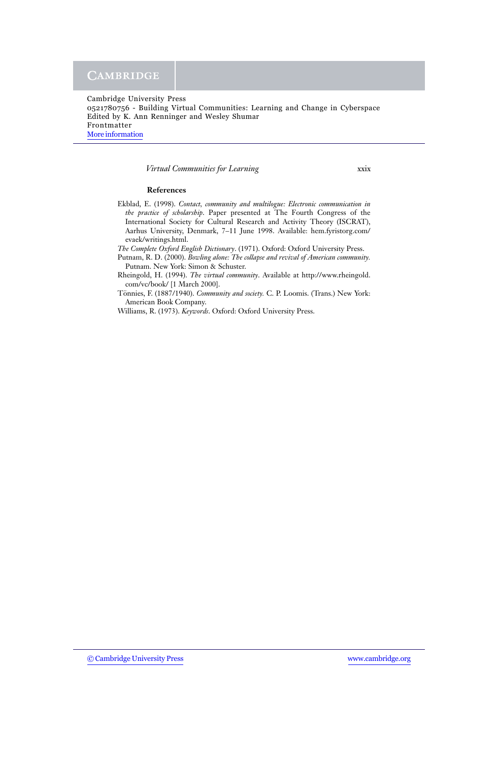### References

Ekblad, E. (1998). *Contact, community and multilogue: Electronic communication in the practice of scholarship*. Paper presented at The Fourth Congress of the International Society for Cultural Research and Activity Theory (ISCRAT), Aarhus University, Denmark, 7–11 June 1998. Available: hem.fyristorg.com/evaek/writings.html.

*The Complete Oxford English Dictionary*. (1971). Oxford: Oxford University Press.

Putnam, R. D. (2000). *Bowling alone: The collapse and revival of American community.* Putnam. New York: Simon & Schuster.

Rheingold, H. (1994). *The virtual community*. Available at http://www.rheingold.com/vc/book/ [1 March 2000].

Tönnies, F. (1887/1940). *Community and society.* C. P. Loomis. (Trans.) New York: American Book Company.

Williams, R. (1973). *Keywords*. Oxford: Oxford University Press.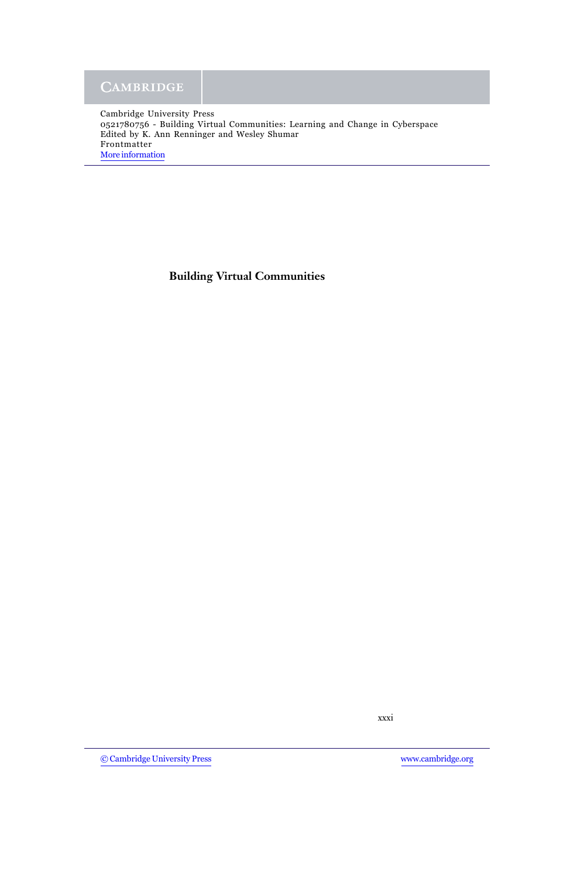# Building Virtual Communities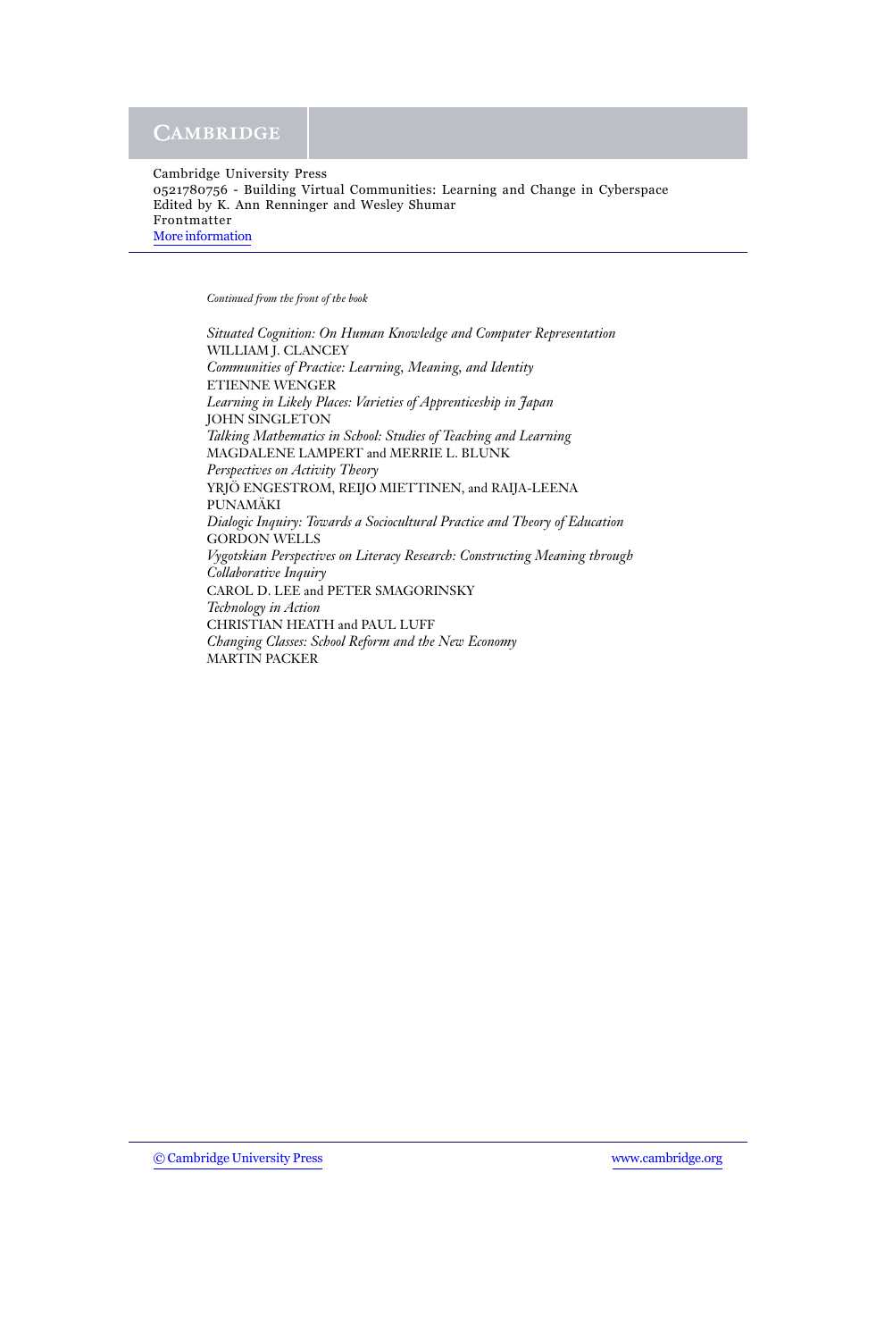*Continued from the front of the book*

*Situated Cognition: On Human Knowledge and Computer Representation*
WILLIAM J. CLANCEY
*Communities of Practice: Learning, Meaning, and Identity*
ETIENNE WENGER
*Learning in Likely Places: Varieties of Apprenticeship in Japan*
JOHN SINGLETON
*Talking Mathematics in School: Studies of Teaching and Learning*
MAGDALENE LAMPERT and MERRIE L. BLUNK
*Perspectives on Activity Theory*
YRJÖ ENGESTROM, REIJO MIETTINEN, and RAIJA-LEENA PUNAMÄKI
*Dialogic Inquiry: Towards a Sociocultural Practice and Theory of Education*
GORDON WELLS
*Vygotskian Perspectives on Literacy Research: Constructing Meaning through Collaborative Inquiry*
CAROL D. LEE and PETER SMAGORINSKY
*Technology in Action*
CHRISTIAN HEATH and PAUL LUFF
*Changing Classes: School Reform and the New Economy*
MARTIN PACKER